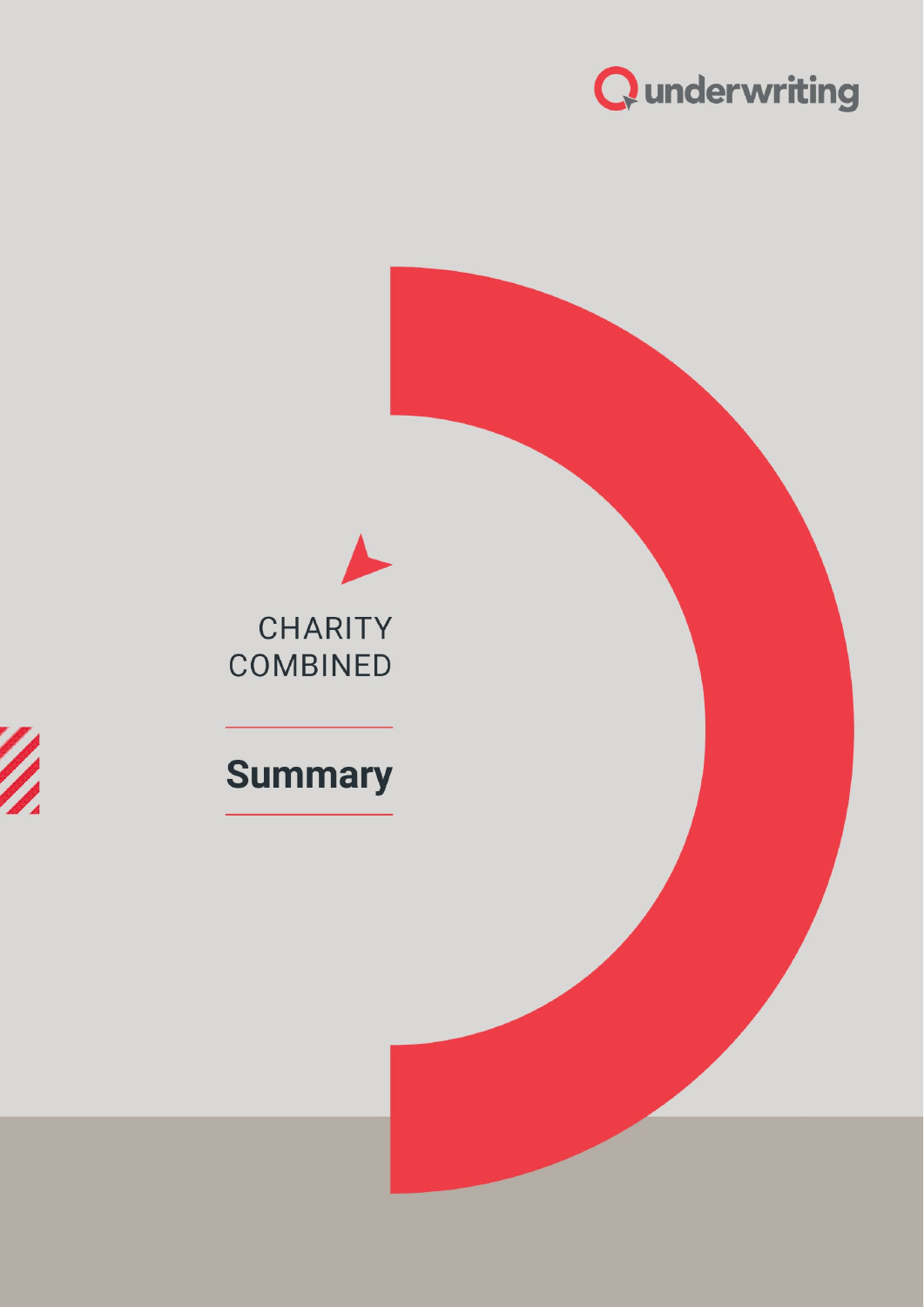underwriting

# CHARITY COMBINED

## Summary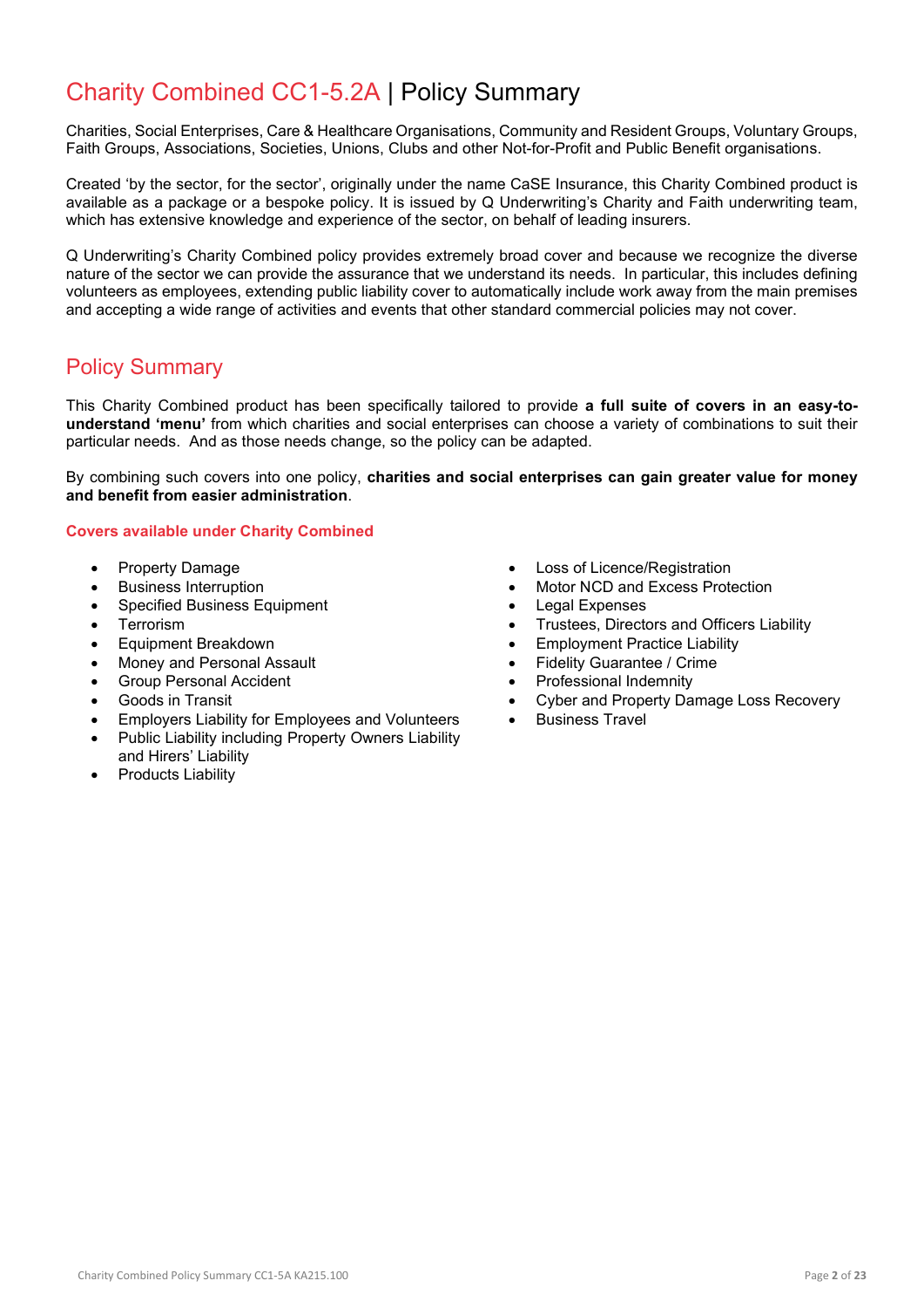# Charity Combined CC1-5.2A | Policy Summary

Charities, Social Enterprises, Care & Healthcare Organisations, Community and Resident Groups, Voluntary Groups, Faith Groups, Associations, Societies, Unions, Clubs and other Not-for-Profit and Public Benefit organisations.

Created 'by the sector, for the sector', originally under the name CaSE Insurance, this Charity Combined product is available as a package or a bespoke policy. It is issued by Q Underwriting's Charity and Faith underwriting team, which has extensive knowledge and experience of the sector, on behalf of leading insurers.

Q Underwriting's Charity Combined policy provides extremely broad cover and because we recognize the diverse nature of the sector we can provide the assurance that we understand its needs. In particular, this includes defining volunteers as employees, extending public liability cover to automatically include work away from the main premises and accepting a wide range of activities and events that other standard commercial policies may not cover.

## Policy Summary

This Charity Combined product has been specifically tailored to provide **a full suite of covers in an easy-to-understand 'menu'** from which charities and social enterprises can choose a variety of combinations to suit their particular needs. And as those needs change, so the policy can be adapted.

By combining such covers into one policy, **charities and social enterprises can gain greater value for money and benefit from easier administration**.

### Covers available under Charity Combined

- Property Damage
- Business Interruption
- Specified Business Equipment
- Terrorism
- Equipment Breakdown
- Money and Personal Assault
- Group Personal Accident
- Goods in Transit
- Employers Liability for Employees and Volunteers
- Public Liability including Property Owners Liability and Hirers' Liability
- Products Liability
- Loss of Licence/Registration
- Motor NCD and Excess Protection
- Legal Expenses
- Trustees, Directors and Officers Liability
- Employment Practice Liability
- Fidelity Guarantee / Crime
- Professional Indemnity
- Cyber and Property Damage Loss Recovery
- Business Travel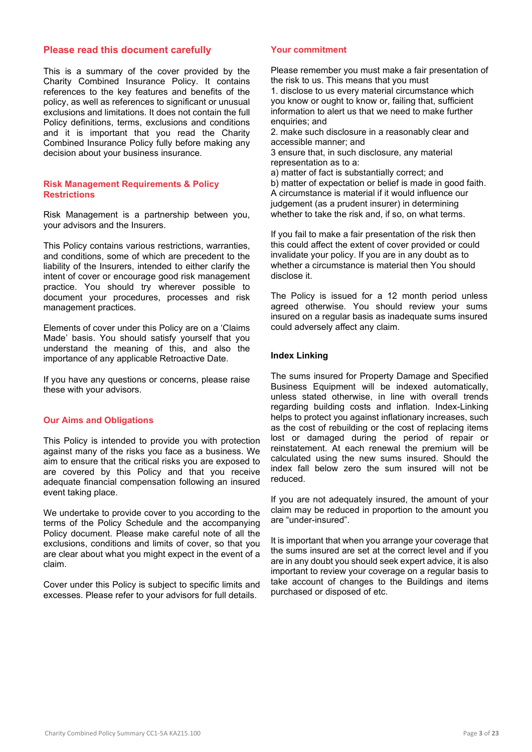## Please read this document carefully

This is a summary of the cover provided by the Charity Combined Insurance Policy. It contains references to the key features and benefits of the policy, as well as references to significant or unusual exclusions and limitations. It does not contain the full Policy definitions, terms, exclusions and conditions and it is important that you read the Charity Combined Insurance Policy fully before making any decision about your business insurance.

### Risk Management Requirements & Policy Restrictions

Risk Management is a partnership between you, your advisors and the Insurers.

This Policy contains various restrictions, warranties, and conditions, some of which are precedent to the liability of the Insurers, intended to either clarify the intent of cover or encourage good risk management practice. You should try wherever possible to document your procedures, processes and risk management practices.

Elements of cover under this Policy are on a 'Claims Made' basis. You should satisfy yourself that you understand the meaning of this, and also the importance of any applicable Retroactive Date.

If you have any questions or concerns, please raise these with your advisors.

### Our Aims and Obligations

This Policy is intended to provide you with protection against many of the risks you face as a business. We aim to ensure that the critical risks you are exposed to are covered by this Policy and that you receive adequate financial compensation following an insured event taking place.

We undertake to provide cover to you according to the terms of the Policy Schedule and the accompanying Policy document. Please make careful note of all the exclusions, conditions and limits of cover, so that you are clear about what you might expect in the event of a claim.

Cover under this Policy is subject to specific limits and excesses. Please refer to your advisors for full details.

### Your commitment

Please remember you must make a fair presentation of the risk to us. This means that you must

1. disclose to us every material circumstance which you know or ought to know or, failing that, sufficient information to alert us that we need to make further enquiries; and
2. make such disclosure in a reasonably clear and accessible manner; and

3 ensure that, in such disclosure, any material representation as to a:

a) matter of fact is substantially correct; and

b) matter of expectation or belief is made in good faith.

A circumstance is material if it would influence our judgement (as a prudent insurer) in determining whether to take the risk and, if so, on what terms.

If you fail to make a fair presentation of the risk then this could affect the extent of cover provided or could invalidate your policy. If you are in any doubt as to whether a circumstance is material then You should disclose it.

The Policy is issued for a 12 month period unless agreed otherwise. You should review your sums insured on a regular basis as inadequate sums insured could adversely affect any claim.

### Index Linking

The sums insured for Property Damage and Specified Business Equipment will be indexed automatically, unless stated otherwise, in line with overall trends regarding building costs and inflation. Index-Linking helps to protect you against inflationary increases, such as the cost of rebuilding or the cost of replacing items lost or damaged during the period of repair or reinstatement. At each renewal the premium will be calculated using the new sums insured. Should the index fall below zero the sum insured will not be reduced.

If you are not adequately insured, the amount of your claim may be reduced in proportion to the amount you are "under-insured".

It is important that when you arrange your coverage that the sums insured are set at the correct level and if you are in any doubt you should seek expert advice, it is also important to review your coverage on a regular basis to take account of changes to the Buildings and items purchased or disposed of etc.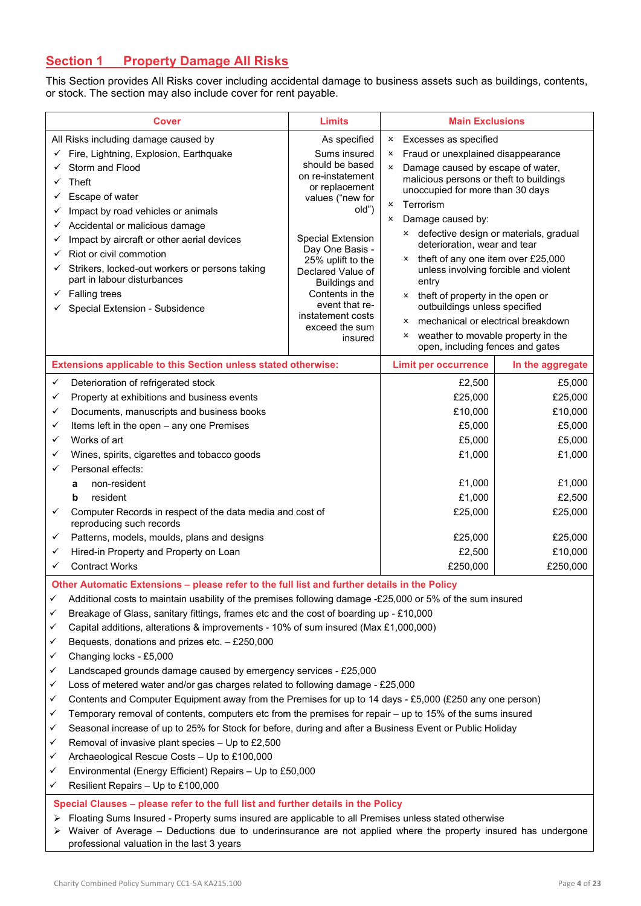## Section 1 Property Damage All Risks

This Section provides All Risks cover including accidental damage to business assets such as buildings, contents, or stock. The section may also include cover for rent payable.

| Cover | Limits | Main Exclusions |
|---|---|---|
| All Risks including damage caused by<br>✓ Fire, Lightning, Explosion, Earthquake<br>✓ Storm and Flood<br>✓ Theft<br>✓ Escape of water<br>✓ Impact by road vehicles or animals<br>✓ Accidental or malicious damage<br>✓ Impact by aircraft or other aerial devices<br>✓ Riot or civil commotion<br>✓ Strikers, locked-out workers or persons taking part in labour disturbances<br>✓ Falling trees<br>✓ Special Extension - Subsidence | As specified<br>Sums insured should be based on re-instatement or replacement values ("new for old")<br><br>Special Extension Day One Basis - 25% uplift to the Declared Value of Buildings and Contents in the event that re-instatement costs exceed the sum insured | × Excesses as specified<br>× Fraud or unexplained disappearance<br>× Damage caused by escape of water, malicious persons or theft to buildings unoccupied for more than 30 days<br>× Terrorism<br>× Damage caused by:<br>× defective design or materials, gradual deterioration, wear and tear<br>× theft of any one item over £25,000 unless involving forcible and violent entry<br>× theft of property in the open or outbuildings unless specified<br>× mechanical or electrical breakdown<br>× weather to movable property in the open, including fences and gates |

| Extensions applicable to this Section unless stated otherwise: | Limit per occurrence | In the aggregate |
|---|---|---|
| ✓ Deterioration of refrigerated stock | £2,500 | £5,000 |
| ✓ Property at exhibitions and business events | £25,000 | £25,000 |
| ✓ Documents, manuscripts and business books | £10,000 | £10,000 |
| ✓ Items left in the open – any one Premises | £5,000 | £5,000 |
| ✓ Works of art | £5,000 | £5,000 |
| ✓ Wines, spirits, cigarettes and tobacco goods | £1,000 | £1,000 |
| ✓ Personal effects: | | |
| **a** non-resident | £1,000 | £1,000 |
| **b** resident | £1,000 | £2,500 |
| ✓ Computer Records in respect of the data media and cost of reproducing such records | £25,000 | £25,000 |
| ✓ Patterns, models, moulds, plans and designs | £25,000 | £25,000 |
| ✓ Hired-in Property and Property on Loan | £2,500 | £10,000 |
| ✓ Contract Works | £250,000 | £250,000 |

**Other Automatic Extensions – please refer to the full list and further details in the Policy**

- ✓ Additional costs to maintain usability of the premises following damage -£25,000 or 5% of the sum insured
- ✓ Breakage of Glass, sanitary fittings, frets etc and the cost of boarding up - £10,000
- ✓ Capital additions, alterations & improvements - 10% of sum insured (Max £1,000,000)
- ✓ Bequests, donations and prizes etc. – £250,000
- ✓ Changing locks - £5,000
- ✓ Landscaped grounds damage caused by emergency services - £25,000
- ✓ Loss of metered water and/or gas charges related to following damage - £25,000
- ✓ Contents and Computer Equipment away from the Premises for up to 14 days - £5,000 (£250 any one person)
- ✓ Temporary removal of contents, computers etc from the premises for repair – up to 15% of the sums insured
- ✓ Seasonal increase of up to 25% for Stock for before, during and after a Business Event or Public Holiday
- ✓ Removal of invasive plant species – Up to £2,500
- ✓ Archaeological Rescue Costs – Up to £100,000
- ✓ Environmental (Energy Efficient) Repairs – Up to £50,000
- ✓ Resilient Repairs – Up to £100,000

**Special Clauses – please refer to the full list and further details in the Policy**

- Floating Sums Insured - Property sums insured are applicable to all Premises unless stated otherwise
- Waiver of Average – Deductions due to underinsurance are not applied where the property insured has undergone professional valuation in the last 3 years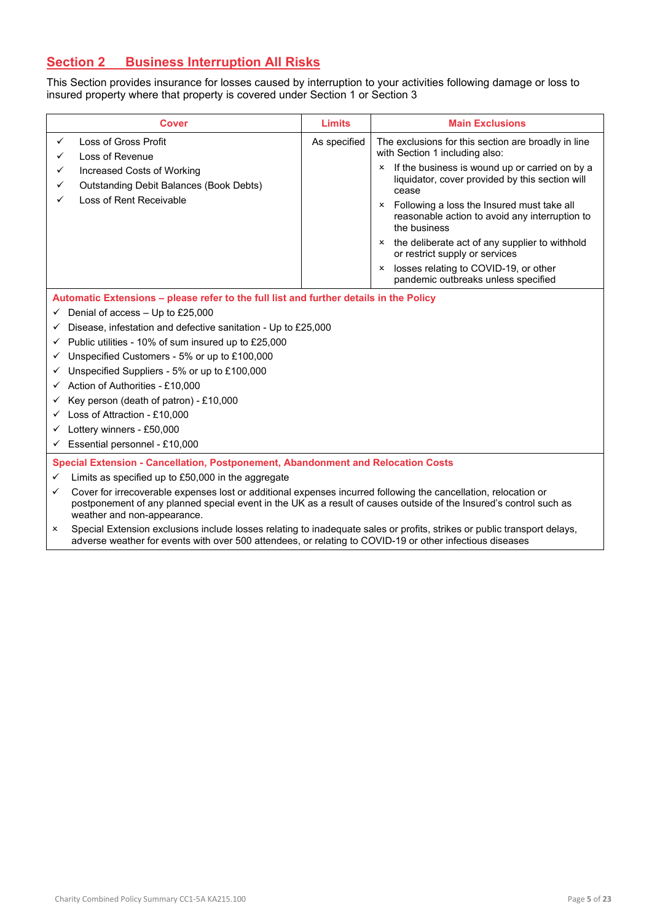## Section 2 Business Interruption All Risks

This Section provides insurance for losses caused by interruption to your activities following damage or loss to insured property where that property is covered under Section 1 or Section 3

| Cover | Limits | Main Exclusions |
| --- | --- | --- |
| ✓ Loss of Gross Profit<br>✓ Loss of Revenue<br>✓ Increased Costs of Working<br>✓ Outstanding Debit Balances (Book Debts)<br>✓ Loss of Rent Receivable | As specified | The exclusions for this section are broadly in line with Section 1 including also:<br>× If the business is wound up or carried on by a liquidator, cover provided by this section will cease<br>× Following a loss the Insured must take all reasonable action to avoid any interruption to the business<br>× the deliberate act of any supplier to withhold or restrict supply or services<br>× losses relating to COVID-19, or other pandemic outbreaks unless specified |

**Automatic Extensions – please refer to the full list and further details in the Policy**

- ✓ Denial of access – Up to £25,000
- ✓ Disease, infestation and defective sanitation - Up to £25,000
- ✓ Public utilities - 10% of sum insured up to £25,000
- ✓ Unspecified Customers - 5% or up to £100,000
- ✓ Unspecified Suppliers - 5% or up to £100,000
- ✓ Action of Authorities - £10,000
- ✓ Key person (death of patron) - £10,000
- ✓ Loss of Attraction - £10,000
- ✓ Lottery winners - £50,000
- ✓ Essential personnel - £10,000

**Special Extension - Cancellation, Postponement, Abandonment and Relocation Costs**

- ✓ Limits as specified up to £50,000 in the aggregate
- ✓ Cover for irrecoverable expenses lost or additional expenses incurred following the cancellation, relocation or postponement of any planned special event in the UK as a result of causes outside of the Insured's control such as weather and non-appearance.
- × Special Extension exclusions include losses relating to inadequate sales or profits, strikes or public transport delays, adverse weather for events with over 500 attendees, or relating to COVID-19 or other infectious diseases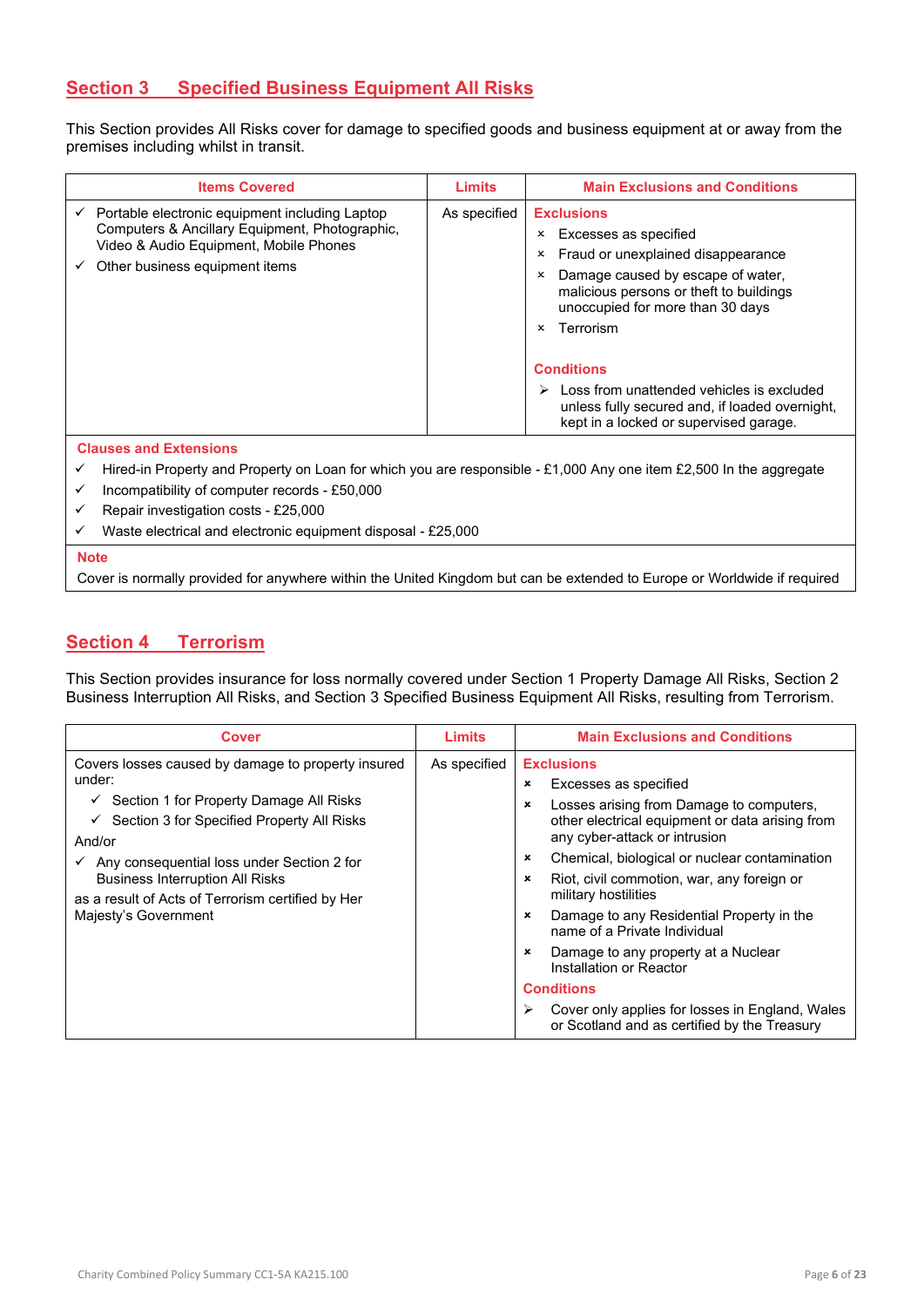## Section 3 Specified Business Equipment All Risks

This Section provides All Risks cover for damage to specified goods and business equipment at or away from the premises including whilst in transit.

| Items Covered | Limits | Main Exclusions and Conditions |
|---|---|---|
| ✓ Portable electronic equipment including Laptop Computers & Ancillary Equipment, Photographic, Video & Audio Equipment, Mobile Phones<br>✓ Other business equipment items | As specified | **Exclusions**<br>× Excesses as specified<br>× Fraud or unexplained disappearance<br>× Damage caused by escape of water, malicious persons or theft to buildings unoccupied for more than 30 days<br>× Terrorism<br><br>**Conditions**<br>➢ Loss from unattended vehicles is excluded unless fully secured and, if loaded overnight, kept in a locked or supervised garage. |

**Clauses and Extensions**

- ✓ Hired-in Property and Property on Loan for which you are responsible - £1,000 Any one item £2,500 In the aggregate
- ✓ Incompatibility of computer records - £50,000
- ✓ Repair investigation costs - £25,000
- ✓ Waste electrical and electronic equipment disposal - £25,000

**Note**

Cover is normally provided for anywhere within the United Kingdom but can be extended to Europe or Worldwide if required

## Section 4 Terrorism

This Section provides insurance for loss normally covered under Section 1 Property Damage All Risks, Section 2 Business Interruption All Risks, and Section 3 Specified Business Equipment All Risks, resulting from Terrorism.

| Cover | Limits | Main Exclusions and Conditions |
|---|---|---|
| Covers losses caused by damage to property insured under:<br>✓ Section 1 for Property Damage All Risks<br>✓ Section 3 for Specified Property All Risks<br>And/or<br>✓ Any consequential loss under Section 2 for Business Interruption All Risks<br>as a result of Acts of Terrorism certified by Her Majesty's Government | As specified | **Exclusions**<br>× Excesses as specified<br>× Losses arising from Damage to computers, other electrical equipment or data arising from any cyber-attack or intrusion<br>× Chemical, biological or nuclear contamination<br>× Riot, civil commotion, war, any foreign or military hostilities<br>× Damage to any Residential Property in the name of a Private Individual<br>× Damage to any property at a Nuclear Installation or Reactor<br>**Conditions**<br>➢ Cover only applies for losses in England, Wales or Scotland and as certified by the Treasury |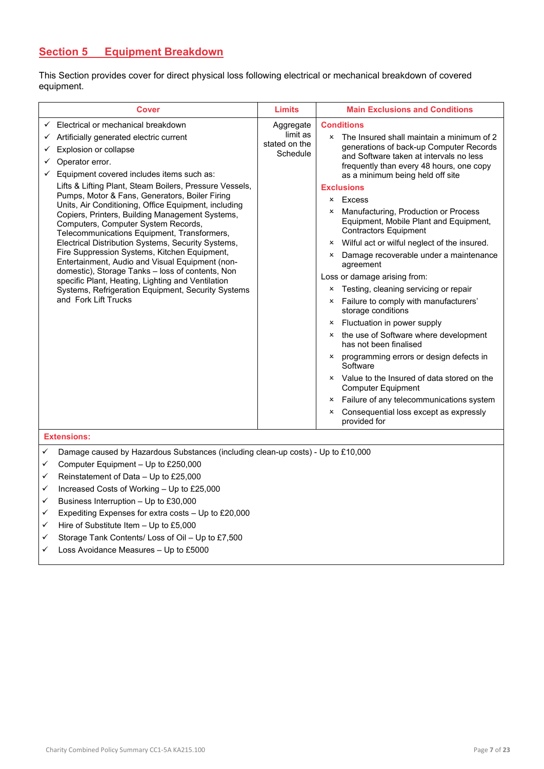## Section 5 Equipment Breakdown

This Section provides cover for direct physical loss following electrical or mechanical breakdown of covered equipment.

| Cover | Limits | Main Exclusions and Conditions |
|---|---|---|
| ✓ Electrical or mechanical breakdown<br>✓ Artificially generated electric current<br>✓ Explosion or collapse<br>✓ Operator error.<br>✓ Equipment covered includes items such as:<br>Lifts & Lifting Plant, Steam Boilers, Pressure Vessels, Pumps, Motor & Fans, Generators, Boiler Firing Units, Air Conditioning, Office Equipment, including Copiers, Printers, Building Management Systems, Computers, Computer System Records, Telecommunications Equipment, Transformers, Electrical Distribution Systems, Security Systems, Fire Suppression Systems, Kitchen Equipment, Entertainment, Audio and Visual Equipment (non-domestic), Storage Tanks – loss of contents, Non specific Plant, Heating, Lighting and Ventilation Systems, Refrigeration Equipment, Security Systems and Fork Lift Trucks | Aggregate limit as stated on the Schedule | **Conditions**<br>× The Insured shall maintain a minimum of 2 generations of back-up Computer Records and Software taken at intervals no less frequently than every 48 hours, one copy as a minimum being held off site<br>**Exclusions**<br>× Excess<br>× Manufacturing, Production or Process Equipment, Mobile Plant and Equipment, Contractors Equipment<br>× Wilful act or wilful neglect of the insured.<br>× Damage recoverable under a maintenance agreement<br>Loss or damage arising from:<br>× Testing, cleaning servicing or repair<br>× Failure to comply with manufacturers' storage conditions<br>× Fluctuation in power supply<br>× the use of Software where development has not been finalised<br>× programming errors or design defects in Software<br>× Value to the Insured of data stored on the Computer Equipment<br>× Failure of any telecommunications system<br>× Consequential loss except as expressly provided for |

**Extensions:**

- ✓ Damage caused by Hazardous Substances (including clean-up costs) - Up to £10,000
- ✓ Computer Equipment – Up to £250,000
- ✓ Reinstatement of Data – Up to £25,000
- ✓ Increased Costs of Working – Up to £25,000
- ✓ Business Interruption – Up to £30,000
- ✓ Expediting Expenses for extra costs – Up to £20,000
- ✓ Hire of Substitute Item – Up to £5,000
- ✓ Storage Tank Contents/ Loss of Oil – Up to £7,500
- ✓ Loss Avoidance Measures – Up to £5000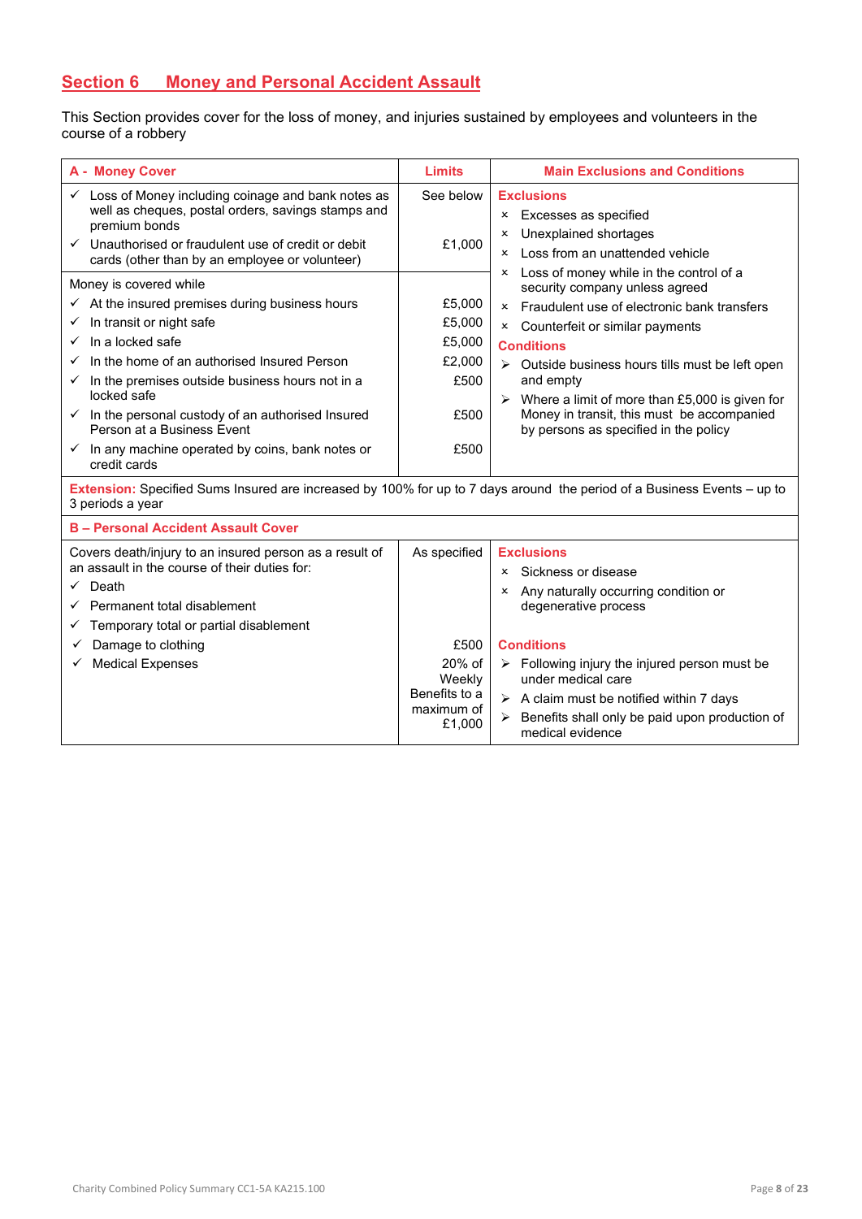## Section 6 Money and Personal Accident Assault

This Section provides cover for the loss of money, and injuries sustained by employees and volunteers in the course of a robbery

| A - Money Cover | Limits | Main Exclusions and Conditions |
|---|---|---|
| ✓ Loss of Money including coinage and bank notes as well as cheques, postal orders, savings stamps and premium bonds | See below | **Exclusions** |
| ✓ Unauthorised or fraudulent use of credit or debit cards (other than by an employee or volunteer) | £1,000 | × Excesses as specified<br>× Unexplained shortages<br>× Loss from an unattended vehicle<br>× Loss of money while in the control of a security company unless agreed<br>× Fraudulent use of electronic bank transfers<br>× Counterfeit or similar payments |
| Money is covered while | | **Conditions** |
| ✓ At the insured premises during business hours | £5,000 | ➢ Outside business hours tills must be left open and empty |
| ✓ In transit or night safe | £5,000 | ➢ Where a limit of more than £5,000 is given for Money in transit, this must be accompanied by persons as specified in the policy |
| ✓ In a locked safe | £5,000 | |
| ✓ In the home of an authorised Insured Person | £2,000 | |
| ✓ In the premises outside business hours not in a locked safe | £500 | |
| ✓ In the personal custody of an authorised Insured Person at a Business Event | £500 | |
| ✓ In any machine operated by coins, bank notes or credit cards | £500 | |
| **Extension:** Specified Sums Insured are increased by 100% for up to 7 days around the period of a Business Events – up to 3 periods a year | | |
| **B – Personal Accident Assault Cover** | | |
| Covers death/injury to an insured person as a result of an assault in the course of their duties for:<br>✓ Death<br>✓ Permanent total disablement<br>✓ Temporary total or partial disablement | As specified | **Exclusions**<br>× Sickness or disease<br>× Any naturally occurring condition or degenerative process |
| ✓ Damage to clothing | £500 | **Conditions**<br>➢ Following injury the injured person must be under medical care<br>➢ A claim must be notified within 7 days<br>➢ Benefits shall only be paid upon production of medical evidence |
| ✓ Medical Expenses | 20% of Weekly Benefits to a maximum of £1,000 | |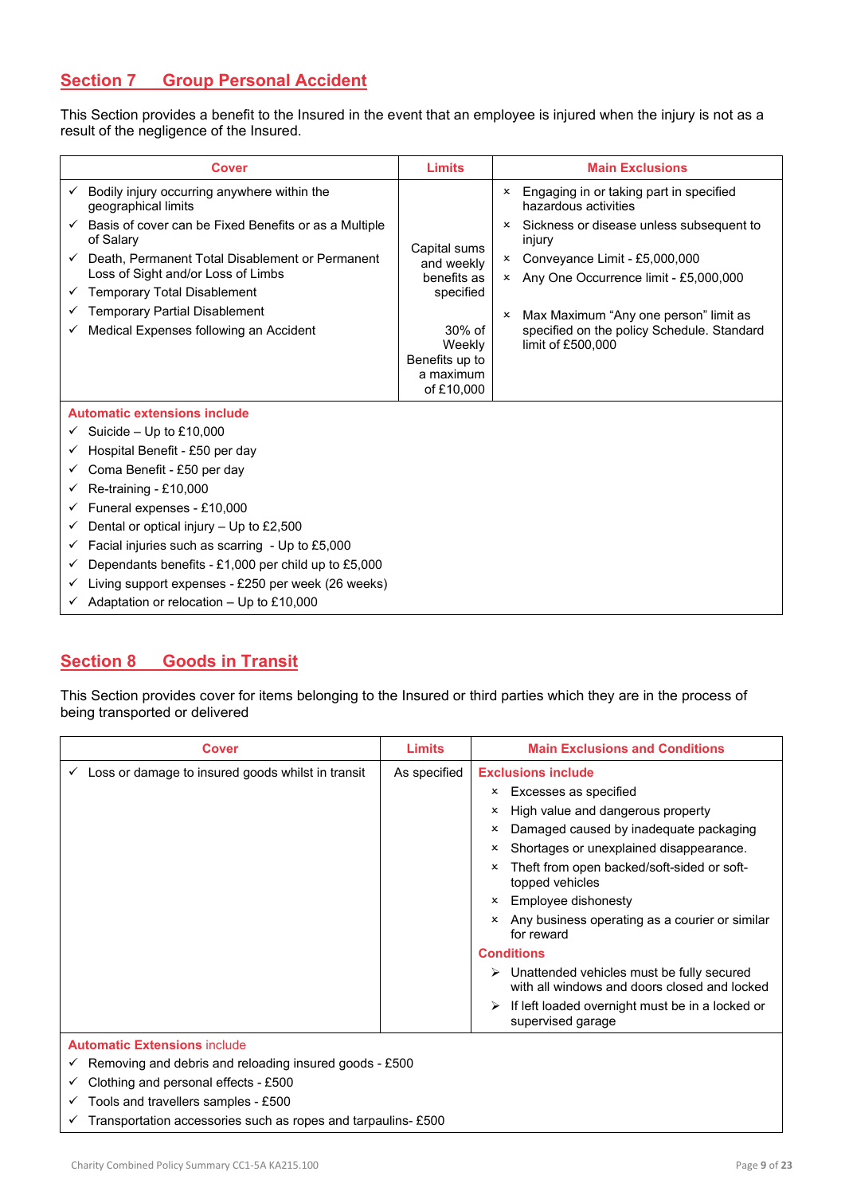## Section 7 Group Personal Accident

This Section provides a benefit to the Insured in the event that an employee is injured when the injury is not as a result of the negligence of the Insured.

| Cover | Limits | Main Exclusions |
|---|---|---|
| ✓ Bodily injury occurring anywhere within the geographical limits<br>✓ Basis of cover can be Fixed Benefits or as a Multiple of Salary<br>✓ Death, Permanent Total Disablement or Permanent Loss of Sight and/or Loss of Limbs<br>✓ Temporary Total Disablement<br>✓ Temporary Partial Disablement<br>✓ Medical Expenses following an Accident | Capital sums and weekly benefits as specified<br><br>30% of Weekly Benefits up to a maximum of £10,000 | × Engaging in or taking part in specified hazardous activities<br>× Sickness or disease unless subsequent to injury<br>× Conveyance Limit - £5,000,000<br>× Any One Occurrence limit - £5,000,000<br>× Max Maximum "Any one person" limit as specified on the policy Schedule. Standard limit of £500,000 |

**Automatic extensions include**

- ✓ Suicide – Up to £10,000
- ✓ Hospital Benefit - £50 per day
- ✓ Coma Benefit - £50 per day
- ✓ Re-training - £10,000
- ✓ Funeral expenses - £10,000
- ✓ Dental or optical injury – Up to £2,500
- ✓ Facial injuries such as scarring - Up to £5,000
- ✓ Dependants benefits - £1,000 per child up to £5,000
- ✓ Living support expenses - £250 per week (26 weeks)
- ✓ Adaptation or relocation – Up to £10,000

## Section 8 Goods in Transit

This Section provides cover for items belonging to the Insured or third parties which they are in the process of being transported or delivered

| Cover | Limits | Main Exclusions and Conditions |
|---|---|---|
| ✓ Loss or damage to insured goods whilst in transit | As specified | **Exclusions include**<br>× Excesses as specified<br>× High value and dangerous property<br>× Damaged caused by inadequate packaging<br>× Shortages or unexplained disappearance.<br>× Theft from open backed/soft-sided or soft-topped vehicles<br>× Employee dishonesty<br>× Any business operating as a courier or similar for reward<br>**Conditions**<br>➢ Unattended vehicles must be fully secured with all windows and doors closed and locked<br>➢ If left loaded overnight must be in a locked or supervised garage |

**Automatic Extensions include**

- ✓ Removing and debris and reloading insured goods - £500
- ✓ Clothing and personal effects - £500
- ✓ Tools and travellers samples - £500
- ✓ Transportation accessories such as ropes and tarpaulins- £500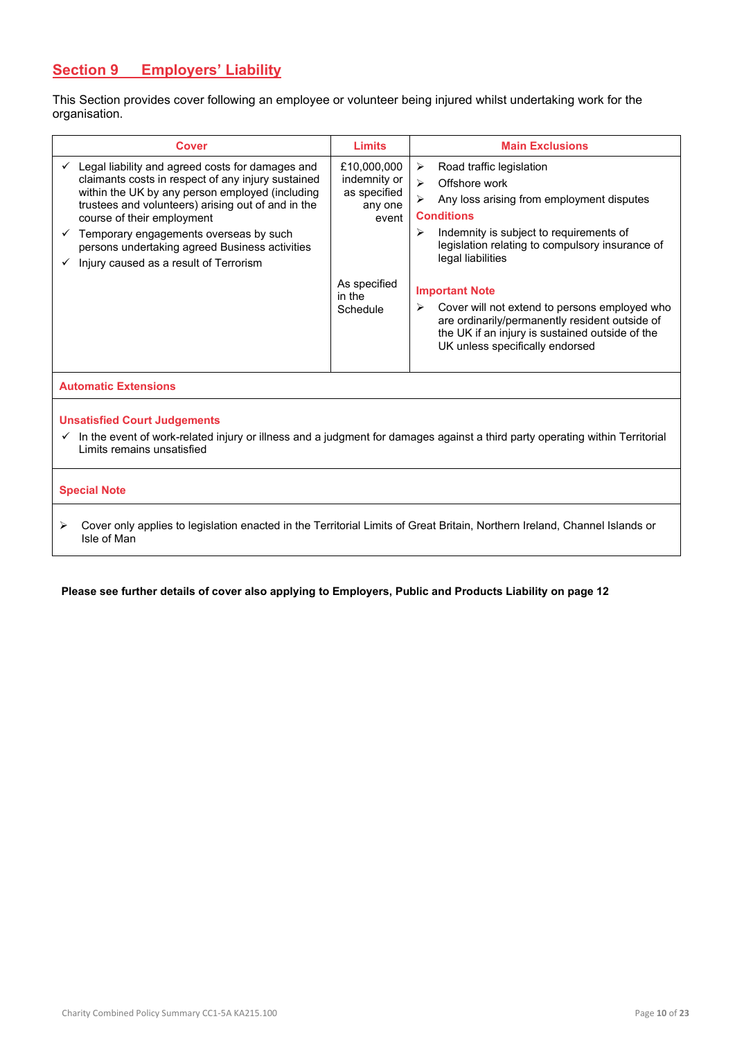## Section 9 Employers' Liability

This Section provides cover following an employee or volunteer being injured whilst undertaking work for the organisation.

| Cover | Limits | Main Exclusions |
|---|---|---|
| ✓ Legal liability and agreed costs for damages and claimants costs in respect of any injury sustained within the UK by any person employed (including trustees and volunteers) arising out of and in the course of their employment<br>✓ Temporary engagements overseas by such persons undertaking agreed Business activities<br>✓ Injury caused as a result of Terrorism | £10,000,000 indemnity or as specified any one event<br><br>As specified in the Schedule | ➢ Road traffic legislation<br>➢ Offshore work<br>➢ Any loss arising from employment disputes<br>**Conditions**<br>➢ Indemnity is subject to requirements of legislation relating to compulsory insurance of legal liabilities<br><br>**Important Note**<br>➢ Cover will not extend to persons employed who are ordinarily/permanently resident outside of the UK if an injury is sustained outside of the UK unless specifically endorsed |

**Automatic Extensions**

**Unsatisfied Court Judgements**

✓ In the event of work-related injury or illness and a judgment for damages against a third party operating within Territorial Limits remains unsatisfied

**Special Note**

➢ Cover only applies to legislation enacted in the Territorial Limits of Great Britain, Northern Ireland, Channel Islands or Isle of Man

**Please see further details of cover also applying to Employers, Public and Products Liability on page 12**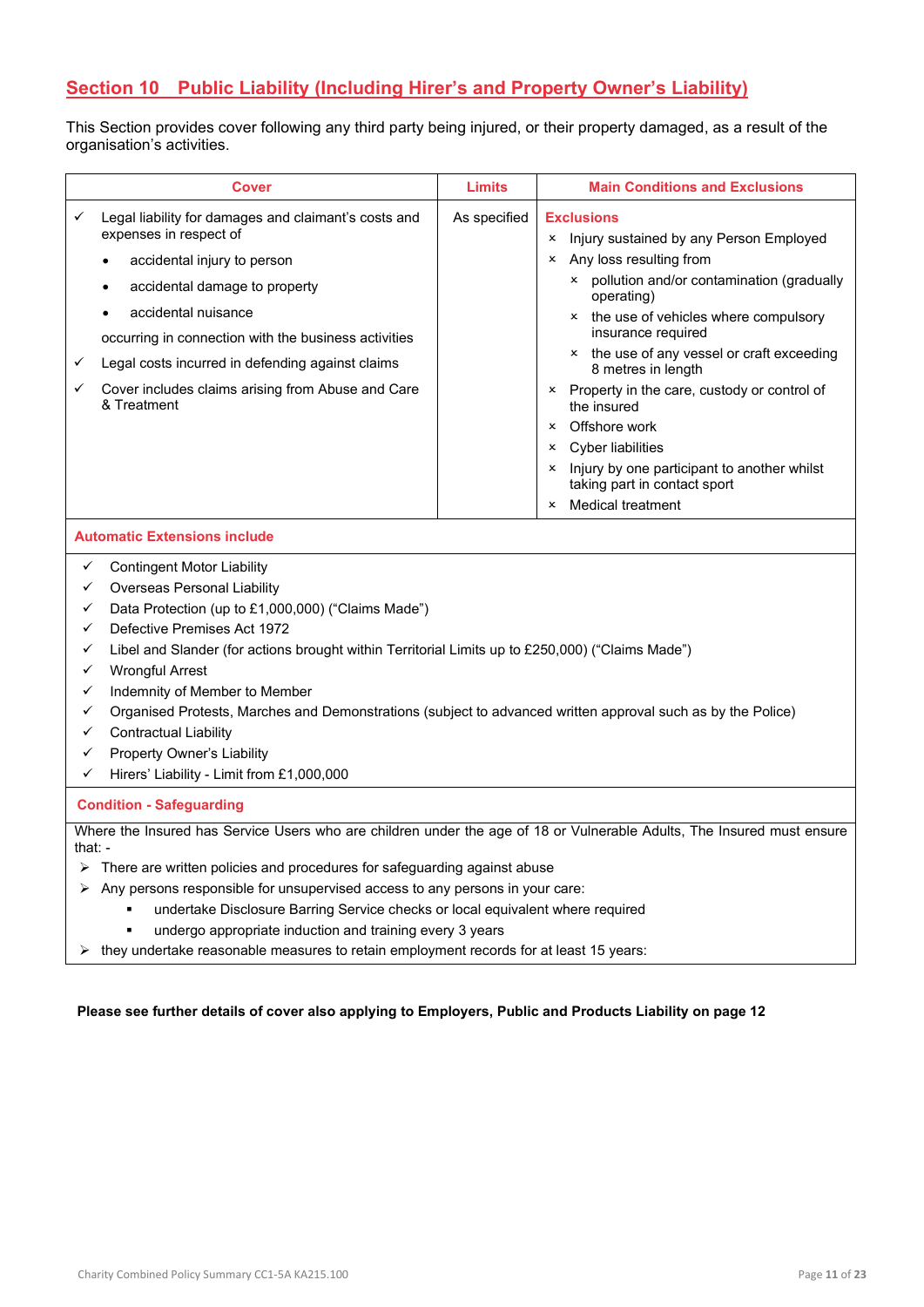## Section 10 Public Liability (Including Hirer's and Property Owner's Liability)

This Section provides cover following any third party being injured, or their property damaged, as a result of the organisation's activities.

| Cover | Limits | Main Conditions and Exclusions |
|---|---|---|
| ✓ Legal liability for damages and claimant's costs and expenses in respect of<br>• accidental injury to person<br>• accidental damage to property<br>• accidental nuisance<br>occurring in connection with the business activities<br>✓ Legal costs incurred in defending against claims<br>✓ Cover includes claims arising from Abuse and Care & Treatment | As specified | **Exclusions**<br>× Injury sustained by any Person Employed<br>× Any loss resulting from<br>× pollution and/or contamination (gradually operating)<br>× the use of vehicles where compulsory insurance required<br>× the use of any vessel or craft exceeding 8 metres in length<br>× Property in the care, custody or control of the insured<br>× Offshore work<br>× Cyber liabilities<br>× Injury by one participant to another whilst taking part in contact sport<br>× Medical treatment |

**Automatic Extensions include**

- ✓ Contingent Motor Liability
- ✓ Overseas Personal Liability
- ✓ Data Protection (up to £1,000,000) ("Claims Made")
- ✓ Defective Premises Act 1972
- ✓ Libel and Slander (for actions brought within Territorial Limits up to £250,000) ("Claims Made")
- ✓ Wrongful Arrest
- ✓ Indemnity of Member to Member
- ✓ Organised Protests, Marches and Demonstrations (subject to advanced written approval such as by the Police)
- ✓ Contractual Liability
- ✓ Property Owner's Liability
- ✓ Hirers' Liability - Limit from £1,000,000

**Condition - Safeguarding**

Where the Insured has Service Users who are children under the age of 18 or Vulnerable Adults, The Insured must ensure that: -

- There are written policies and procedures for safeguarding against abuse
- Any persons responsible for unsupervised access to any persons in your care:
  - undertake Disclosure Barring Service checks or local equivalent where required
  - undergo appropriate induction and training every 3 years
- they undertake reasonable measures to retain employment records for at least 15 years:

**Please see further details of cover also applying to Employers, Public and Products Liability on page 12**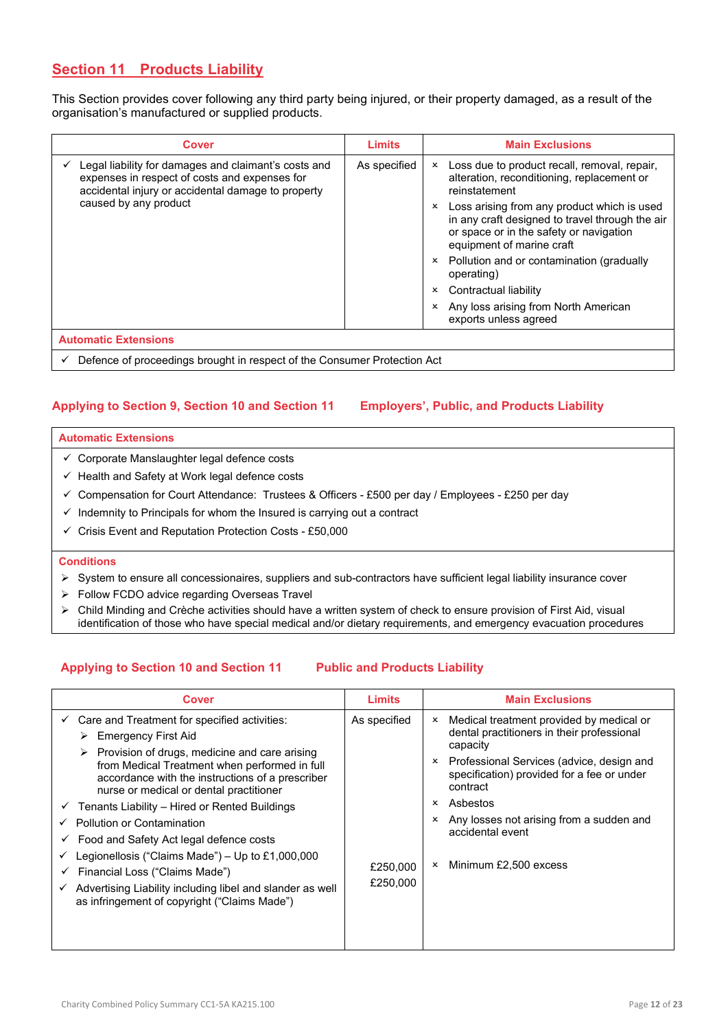## Section 11 Products Liability

This Section provides cover following any third party being injured, or their property damaged, as a result of the organisation's manufactured or supplied products.

| Cover | Limits | Main Exclusions |
|---|---|---|
| ✓ Legal liability for damages and claimant's costs and expenses in respect of costs and expenses for accidental injury or accidental damage to property caused by any product | As specified | × Loss due to product recall, removal, repair, alteration, reconditioning, replacement or reinstatement<br>× Loss arising from any product which is used in any craft designed to travel through the air or space or in the safety or navigation equipment of marine craft<br>× Pollution and or contamination (gradually operating)<br>× Contractual liability<br>× Any loss arising from North American exports unless agreed |

**Automatic Extensions**

- ✓ Defence of proceedings brought in respect of the Consumer Protection Act

### Applying to Section 9, Section 10 and Section 11 Employers', Public, and Products Liability

**Automatic Extensions**

- ✓ Corporate Manslaughter legal defence costs
- ✓ Health and Safety at Work legal defence costs
- ✓ Compensation for Court Attendance: Trustees & Officers - £500 per day / Employees - £250 per day
- ✓ Indemnity to Principals for whom the Insured is carrying out a contract
- ✓ Crisis Event and Reputation Protection Costs - £50,000

**Conditions**

- ➢ System to ensure all concessionaires, suppliers and sub-contractors have sufficient legal liability insurance cover
- ➢ Follow FCDO advice regarding Overseas Travel
- ➢ Child Minding and Crèche activities should have a written system of check to ensure provision of First Aid, visual identification of those who have special medical and/or dietary requirements, and emergency evacuation procedures

### Applying to Section 10 and Section 11 Public and Products Liability

| Cover | Limits | Main Exclusions |
|---|---|---|
| ✓ Care and Treatment for specified activities:<br>➢ Emergency First Aid<br>➢ Provision of drugs, medicine and care arising from Medical Treatment when performed in full accordance with the instructions of a prescriber nurse or medical or dental practitioner<br>✓ Tenants Liability – Hired or Rented Buildings<br>✓ Pollution or Contamination<br>✓ Food and Safety Act legal defence costs<br>✓ Legionellosis ("Claims Made") – Up to £1,000,000<br>✓ Financial Loss ("Claims Made")<br>✓ Advertising Liability including libel and slander as well as infringement of copyright ("Claims Made") | As specified<br><br><br><br><br><br><br>£250,000<br>£250,000 | × Medical treatment provided by medical or dental practitioners in their professional capacity<br>× Professional Services (advice, design and specification) provided for a fee or under contract<br>× Asbestos<br>× Any losses not arising from a sudden and accidental event<br>× Minimum £2,500 excess |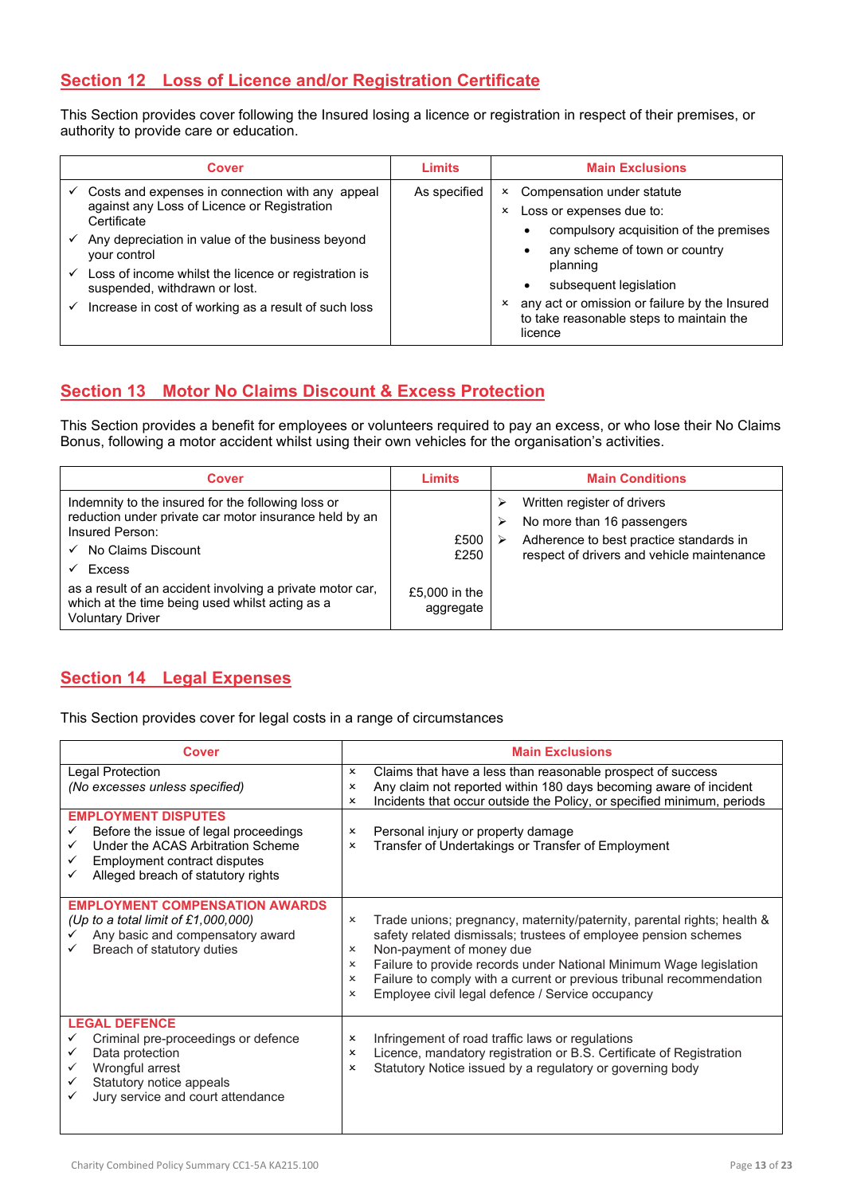## Section 12 Loss of Licence and/or Registration Certificate

This Section provides cover following the Insured losing a licence or registration in respect of their premises, or authority to provide care or education.

| Cover | Limits | Main Exclusions |
|---|---|---|
| ✓ Costs and expenses in connection with any appeal against any Loss of Licence or Registration Certificate<br>✓ Any depreciation in value of the business beyond your control<br>✓ Loss of income whilst the licence or registration is suspended, withdrawn or lost.<br>✓ Increase in cost of working as a result of such loss | As specified | × Compensation under statute<br>× Loss or expenses due to:<br>• compulsory acquisition of the premises<br>• any scheme of town or country planning<br>• subsequent legislation<br>× any act or omission or failure by the Insured to take reasonable steps to maintain the licence |

## Section 13 Motor No Claims Discount & Excess Protection

This Section provides a benefit for employees or volunteers required to pay an excess, or who lose their No Claims Bonus, following a motor accident whilst using their own vehicles for the organisation's activities.

| Cover | Limits | Main Conditions |
|---|---|---|
| Indemnity to the insured for the following loss or reduction under private car motor insurance held by an Insured Person:<br>✓ No Claims Discount<br>✓ Excess<br>as a result of an accident involving a private motor car, which at the time being used whilst acting as a Voluntary Driver | £500<br>£250<br>£5,000 in the aggregate | ➢ Written register of drivers<br>➢ No more than 16 passengers<br>➢ Adherence to best practice standards in respect of drivers and vehicle maintenance |

## Section 14 Legal Expenses

This Section provides cover for legal costs in a range of circumstances

| Cover | Main Exclusions |
|---|---|
| Legal Protection<br>*(No excesses unless specified)* | × Claims that have a less than reasonable prospect of success<br>× Any claim not reported within 180 days becoming aware of incident<br>× Incidents that occur outside the Policy, or specified minimum, periods |
| **EMPLOYMENT DISPUTES**<br>✓ Before the issue of legal proceedings<br>✓ Under the ACAS Arbitration Scheme<br>✓ Employment contract disputes<br>✓ Alleged breach of statutory rights | × Personal injury or property damage<br>× Transfer of Undertakings or Transfer of Employment |
| **EMPLOYMENT COMPENSATION AWARDS**<br>*(Up to a total limit of £1,000,000)*<br>✓ Any basic and compensatory award<br>✓ Breach of statutory duties | × Trade unions; pregnancy, maternity/paternity, parental rights; health & safety related dismissals; trustees of employee pension schemes<br>× Non-payment of money due<br>× Failure to provide records under National Minimum Wage legislation<br>× Failure to comply with a current or previous tribunal recommendation<br>× Employee civil legal defence / Service occupancy |
| **LEGAL DEFENCE**<br>✓ Criminal pre-proceedings or defence<br>✓ Data protection<br>✓ Wrongful arrest<br>✓ Statutory notice appeals<br>✓ Jury service and court attendance | × Infringement of road traffic laws or regulations<br>× Licence, mandatory registration or B.S. Certificate of Registration<br>× Statutory Notice issued by a regulatory or governing body |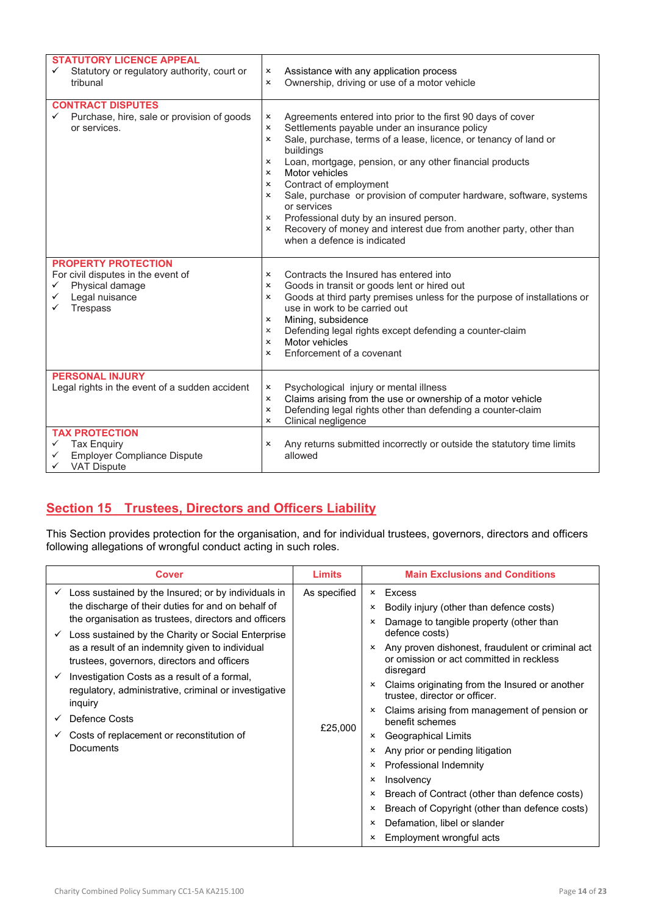| Cover | Main Exclusions and Conditions |
|---|---|
| **STATUTORY LICENCE APPEAL**<br>✓ Statutory or regulatory authority, court or tribunal | × Assistance with any application process<br>× Ownership, driving or use of a motor vehicle |
| **CONTRACT DISPUTES**<br>✓ Purchase, hire, sale or provision of goods or services. | × Agreements entered into prior to the first 90 days of cover<br>× Settlements payable under an insurance policy<br>× Sale, purchase, terms of a lease, licence, or tenancy of land or buildings<br>× Loan, mortgage, pension, or any other financial products<br>× Motor vehicles<br>× Contract of employment<br>× Sale, purchase or provision of computer hardware, software, systems or services<br>× Professional duty by an insured person.<br>× Recovery of money and interest due from another party, other than when a defence is indicated |
| **PROPERTY PROTECTION**<br>For civil disputes in the event of<br>✓ Physical damage<br>✓ Legal nuisance<br>✓ Trespass | × Contracts the Insured has entered into<br>× Goods in transit or goods lent or hired out<br>× Goods at third party premises unless for the purpose of installations or use in work to be carried out<br>× Mining, subsidence<br>× Defending legal rights except defending a counter-claim<br>× Motor vehicles<br>× Enforcement of a covenant |
| **PERSONAL INJURY**<br>Legal rights in the event of a sudden accident | × Psychological injury or mental illness<br>× Claims arising from the use or ownership of a motor vehicle<br>× Defending legal rights other than defending a counter-claim<br>× Clinical negligence |
| **TAX PROTECTION**<br>✓ Tax Enquiry<br>✓ Employer Compliance Dispute<br>✓ VAT Dispute | × Any returns submitted incorrectly or outside the statutory time limits allowed |

## Section 15 Trustees, Directors and Officers Liability

This Section provides protection for the organisation, and for individual trustees, governors, directors and officers following allegations of wrongful conduct acting in such roles.

| Cover | Limits | Main Exclusions and Conditions |
|---|---|---|
| ✓ Loss sustained by the Insured; or by individuals in the discharge of their duties for and on behalf of the organisation as trustees, directors and officers<br>✓ Loss sustained by the Charity or Social Enterprise as a result of an indemnity given to individual trustees, governors, directors and officers<br>✓ Investigation Costs as a result of a formal, regulatory, administrative, criminal or investigative inquiry<br>✓ Defence Costs<br>✓ Costs of replacement or reconstitution of Documents | As specified<br><br>£25,000 | × Excess<br>× Bodily injury (other than defence costs)<br>× Damage to tangible property (other than defence costs)<br>× Any proven dishonest, fraudulent or criminal act or omission or act committed in reckless disregard<br>× Claims originating from the Insured or another trustee, director or officer.<br>× Claims arising from management of pension or benefit schemes<br>× Geographical Limits<br>× Any prior or pending litigation<br>× Professional Indemnity<br>× Insolvency<br>× Breach of Contract (other than defence costs)<br>× Breach of Copyright (other than defence costs)<br>× Defamation, libel or slander<br>× Employment wrongful acts |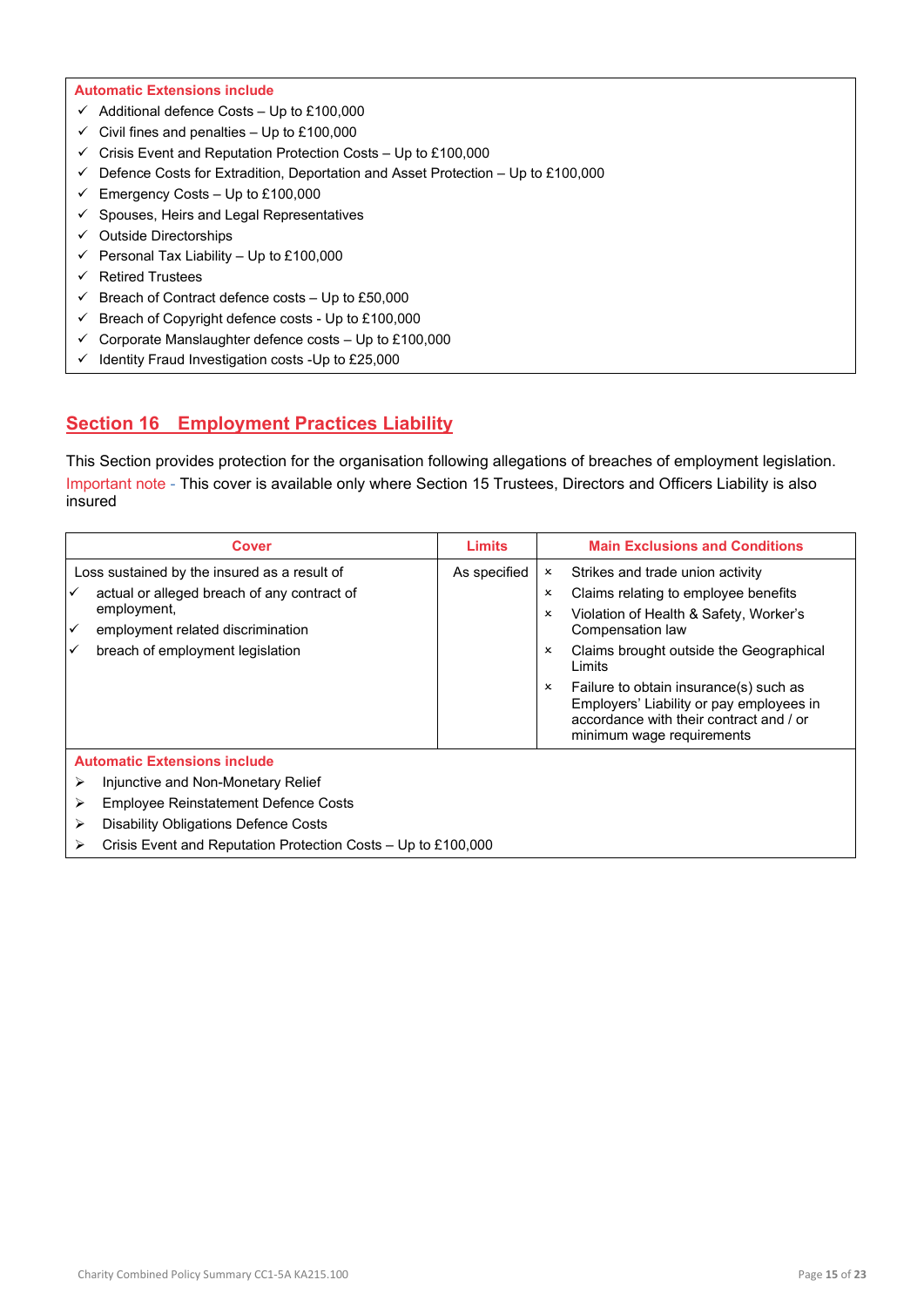**Automatic Extensions include**

- ✓ Additional defence Costs – Up to £100,000
- ✓ Civil fines and penalties – Up to £100,000
- ✓ Crisis Event and Reputation Protection Costs – Up to £100,000
- ✓ Defence Costs for Extradition, Deportation and Asset Protection – Up to £100,000
- ✓ Emergency Costs – Up to £100,000
- ✓ Spouses, Heirs and Legal Representatives
- ✓ Outside Directorships
- ✓ Personal Tax Liability – Up to £100,000
- ✓ Retired Trustees
- ✓ Breach of Contract defence costs – Up to £50,000
- ✓ Breach of Copyright defence costs - Up to £100,000
- ✓ Corporate Manslaughter defence costs – Up to £100,000
- ✓ Identity Fraud Investigation costs -Up to £25,000

## Section 16 Employment Practices Liability

This Section provides protection for the organisation following allegations of breaches of employment legislation.
Important note - This cover is available only where Section 15 Trustees, Directors and Officers Liability is also insured

| Cover | Limits | Main Exclusions and Conditions |
|---|---|---|
| Loss sustained by the insured as a result of<br>✓ actual or alleged breach of any contract of employment,<br>✓ employment related discrimination<br>✓ breach of employment legislation | As specified | × Strikes and trade union activity<br>× Claims relating to employee benefits<br>× Violation of Health & Safety, Worker's Compensation law<br>× Claims brought outside the Geographical Limits<br>× Failure to obtain insurance(s) such as Employers' Liability or pay employees in accordance with their contract and / or minimum wage requirements |

**Automatic Extensions include**

- ➢ Injunctive and Non-Monetary Relief
- ➢ Employee Reinstatement Defence Costs
- ➢ Disability Obligations Defence Costs
- ➢ Crisis Event and Reputation Protection Costs – Up to £100,000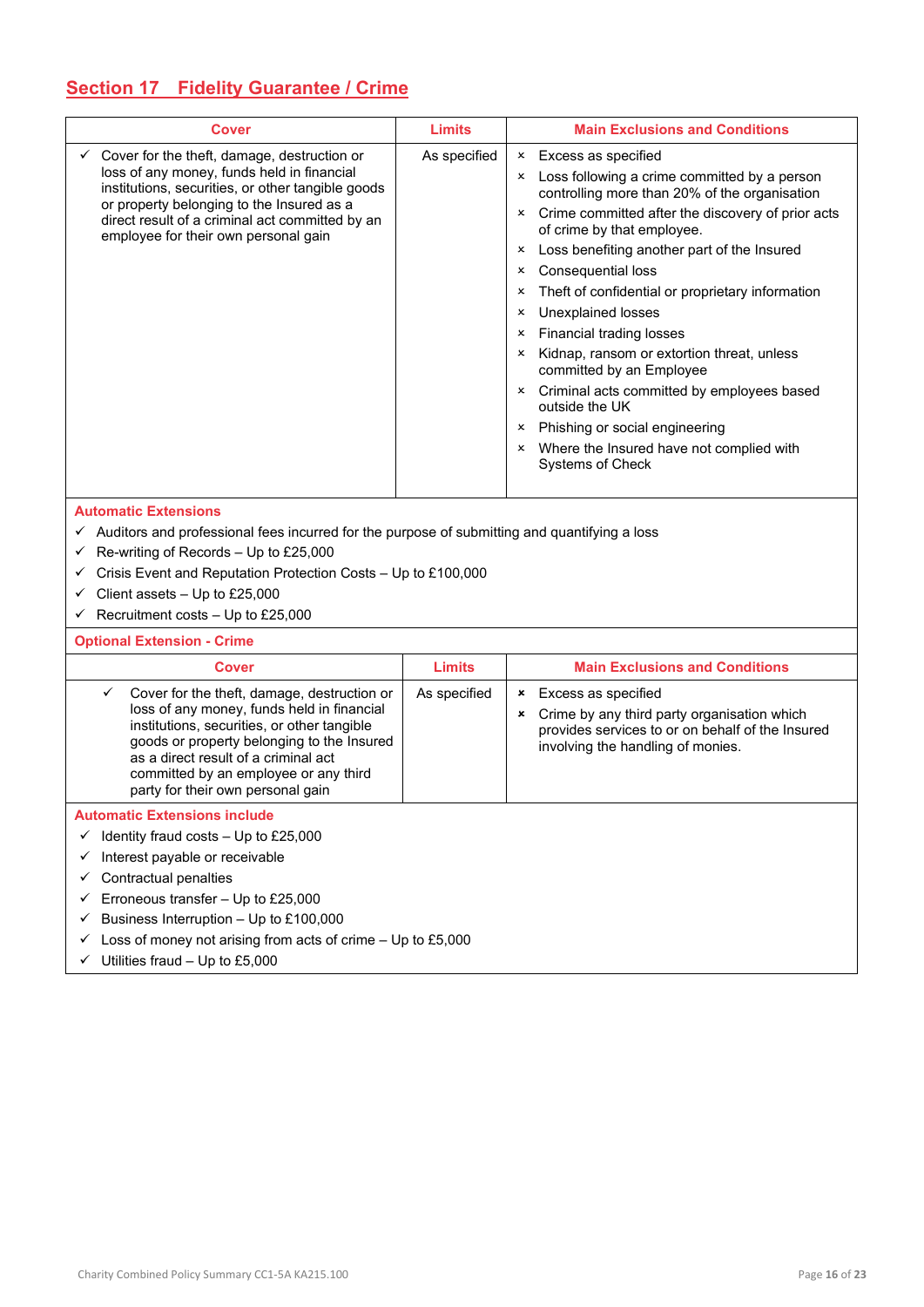## Section 17 Fidelity Guarantee / Crime

| Cover | Limits | Main Exclusions and Conditions |
|---|---|---|
| ✓ Cover for the theft, damage, destruction or loss of any money, funds held in financial institutions, securities, or other tangible goods or property belonging to the Insured as a direct result of a criminal act committed by an employee for their own personal gain | As specified | × Excess as specified<br>× Loss following a crime committed by a person controlling more than 20% of the organisation<br>× Crime committed after the discovery of prior acts of crime by that employee.<br>× Loss benefiting another part of the Insured<br>× Consequential loss<br>× Theft of confidential or proprietary information<br>× Unexplained losses<br>× Financial trading losses<br>× Kidnap, ransom or extortion threat, unless committed by an Employee<br>× Criminal acts committed by employees based outside the UK<br>× Phishing or social engineering<br>× Where the Insured have not complied with Systems of Check |

**Automatic Extensions**

- ✓ Auditors and professional fees incurred for the purpose of submitting and quantifying a loss
- ✓ Re-writing of Records – Up to £25,000
- ✓ Crisis Event and Reputation Protection Costs – Up to £100,000
- ✓ Client assets – Up to £25,000
- ✓ Recruitment costs – Up to £25,000

**Optional Extension - Crime**

| Cover | Limits | Main Exclusions and Conditions |
|---|---|---|
| ✓ Cover for the theft, damage, destruction or loss of any money, funds held in financial institutions, securities, or other tangible goods or property belonging to the Insured as a direct result of a criminal act committed by an employee or any third party for their own personal gain | As specified | × Excess as specified<br>× Crime by any third party organisation which provides services to or on behalf of the Insured involving the handling of monies. |

**Automatic Extensions include**

- ✓ Identity fraud costs – Up to £25,000
- ✓ Interest payable or receivable
- ✓ Contractual penalties
- ✓ Erroneous transfer – Up to £25,000
- ✓ Business Interruption – Up to £100,000
- ✓ Loss of money not arising from acts of crime – Up to £5,000
- ✓ Utilities fraud – Up to £5,000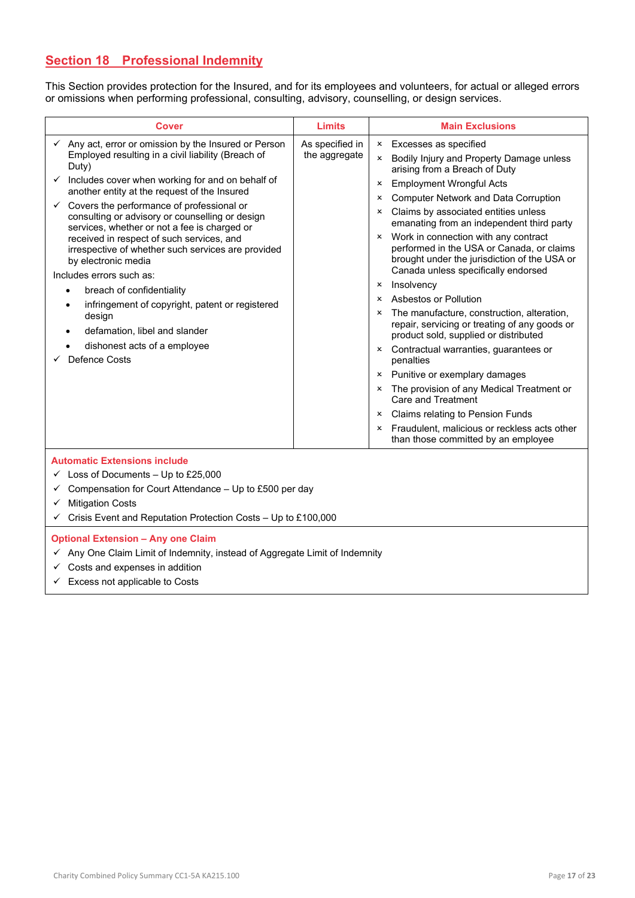## Section 18 Professional Indemnity

This Section provides protection for the Insured, and for its employees and volunteers, for actual or alleged errors or omissions when performing professional, consulting, advisory, counselling, or design services.

| Cover | Limits | Main Exclusions |
|---|---|---|
| ✓ Any act, error or omission by the Insured or Person Employed resulting in a civil liability (Breach of Duty)<br>✓ Includes cover when working for and on behalf of another entity at the request of the Insured<br>✓ Covers the performance of professional or consulting or advisory or counselling or design services, whether or not a fee is charged or received in respect of such services, and irrespective of whether such services are provided by electronic media<br>Includes errors such as:<br>• breach of confidentiality<br>• infringement of copyright, patent or registered design<br>• defamation, libel and slander<br>• dishonest acts of a employee<br>✓ Defence Costs | As specified in the aggregate | × Excesses as specified<br>× Bodily Injury and Property Damage unless arising from a Breach of Duty<br>× Employment Wrongful Acts<br>× Computer Network and Data Corruption<br>× Claims by associated entities unless emanating from an independent third party<br>× Work in connection with any contract performed in the USA or Canada, or claims brought under the jurisdiction of the USA or Canada unless specifically endorsed<br>× Insolvency<br>× Asbestos or Pollution<br>× The manufacture, construction, alteration, repair, servicing or treating of any goods or product sold, supplied or distributed<br>× Contractual warranties, guarantees or penalties<br>× Punitive or exemplary damages<br>× The provision of any Medical Treatment or Care and Treatment<br>× Claims relating to Pension Funds<br>× Fraudulent, malicious or reckless acts other than those committed by an employee |

**Automatic Extensions include**

- ✓ Loss of Documents – Up to £25,000
- ✓ Compensation for Court Attendance – Up to £500 per day
- ✓ Mitigation Costs
- ✓ Crisis Event and Reputation Protection Costs – Up to £100,000

**Optional Extension – Any one Claim**

- ✓ Any One Claim Limit of Indemnity, instead of Aggregate Limit of Indemnity
- ✓ Costs and expenses in addition
- ✓ Excess not applicable to Costs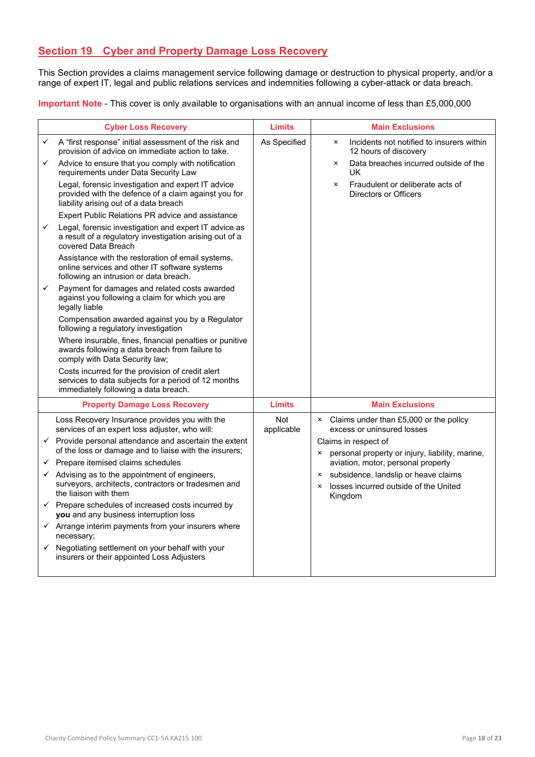## Section 19 Cyber and Property Damage Loss Recovery

This Section provides a claims management service following damage or destruction to physical property, and/or a range of expert IT, legal and public relations services and indemnities following a cyber-attack or data breach.

**Important Note** - This cover is only available to organisations with an annual income of less than £5,000,000

| Cyber Loss Recovery | Limits | Main Exclusions |
|---|---|---|
| ✓ A "first response" initial assessment of the risk and provision of advice on immediate action to take.<br>✓ Advice to ensure that you comply with notification requirements under Data Security Law<br>Legal, forensic investigation and expert IT advice provided with the defence of a claim against you for liability arising out of a data breach<br>Expert Public Relations PR advice and assistance<br>✓ Legal, forensic investigation and expert IT advice as a result of a regulatory investigation arising out of a covered Data Breach<br>Assistance with the restoration of email systems, online services and other IT software systems following an intrusion or data breach.<br>✓ Payment for damages and related costs awarded against you following a claim for which you are legally liable<br>Compensation awarded against you by a Regulator following a regulatory investigation<br>Where insurable, fines, financial penalties or punitive awards following a data breach from failure to comply with Data Security law;<br>Costs incurred for the provision of credit alert services to data subjects for a period of 12 months immediately following a data breach. | As Specified | × Incidents not notified to insurers within 12 hours of discovery<br>× Data breaches incurred outside of the UK<br>× Fraudulent or deliberate acts of Directors or Officers |
| **Property Damage Loss Recovery** | **Limits** | **Main Exclusions** |
| Loss Recovery Insurance provides you with the services of an expert loss adjuster, who will:<br>✓ Provide personal attendance and ascertain the extent of the loss or damage and to liaise with the insurers;<br>✓ Prepare itemised claims schedules<br>✓ Advising as to the appointment of engineers, surveyors, architects, contractors or tradesmen and the liaison with them<br>✓ Prepare schedules of increased costs incurred by **you** and any business interruption loss<br>✓ Arrange interim payments from your insurers where necessary;<br>✓ Negotiating settlement on your behalf with your insurers or their appointed Loss Adjusters | Not applicable | × Claims under than £5,000 or the policy excess or uninsured losses<br>Claims in respect of<br>× personal property or injury, liability, marine, aviation, motor, personal property<br>× subsidence, landslip or heave claims<br>× losses incurred outside of the United Kingdom |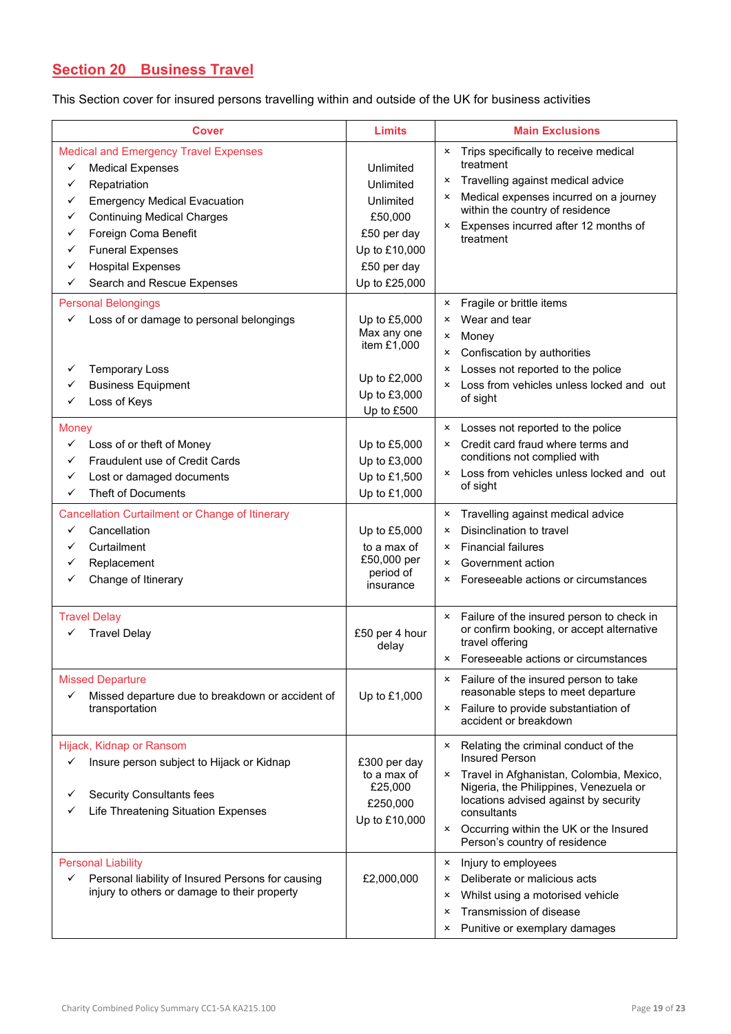## Section 20 Business Travel

This Section cover for insured persons travelling within and outside of the UK for business activities

| Cover | Limits | Main Exclusions |
|---|---|---|
| Medical and Emergency Travel Expenses<br>✓ Medical Expenses<br>✓ Repatriation<br>✓ Emergency Medical Evacuation<br>✓ Continuing Medical Charges<br>✓ Foreign Coma Benefit<br>✓ Funeral Expenses<br>✓ Hospital Expenses<br>✓ Search and Rescue Expenses | <br>Unlimited<br>Unlimited<br>Unlimited<br>£50,000<br>£50 per day<br>Up to £10,000<br>£50 per day<br>Up to £25,000 | × Trips specifically to receive medical treatment<br>× Travelling against medical advice<br>× Medical expenses incurred on a journey within the country of residence<br>× Expenses incurred after 12 months of treatment |
| Personal Belongings<br>✓ Loss of or damage to personal belongings<br>✓ Temporary Loss<br>✓ Business Equipment<br>✓ Loss of Keys | <br>Up to £5,000 Max any one item £1,000<br>Up to £2,000<br>Up to £3,000<br>Up to £500 | × Fragile or brittle items<br>× Wear and tear<br>× Money<br>× Confiscation by authorities<br>× Losses not reported to the police<br>× Loss from vehicles unless locked and out of sight |
| Money<br>✓ Loss of or theft of Money<br>✓ Fraudulent use of Credit Cards<br>✓ Lost or damaged documents<br>✓ Theft of Documents | <br>Up to £5,000<br>Up to £3,000<br>Up to £1,500<br>Up to £1,000 | × Losses not reported to the police<br>× Credit card fraud where terms and conditions not complied with<br>× Loss from vehicles unless locked and out of sight |
| Cancellation Curtailment or Change of Itinerary<br>✓ Cancellation<br>✓ Curtailment<br>✓ Replacement<br>✓ Change of Itinerary | <br>Up to £5,000 to a max of £50,000 per period of insurance | × Travelling against medical advice<br>× Disinclination to travel<br>× Financial failures<br>× Government action<br>× Foreseeable actions or circumstances |
| Travel Delay<br>✓ Travel Delay | £50 per 4 hour delay | × Failure of the insured person to check in or confirm booking, or accept alternative travel offering<br>× Foreseeable actions or circumstances |
| Missed Departure<br>✓ Missed departure due to breakdown or accident of transportation | Up to £1,000 | × Failure of the insured person to take reasonable steps to meet departure<br>× Failure to provide substantiation of accident or breakdown |
| Hijack, Kidnap or Ransom<br>✓ Insure person subject to Hijack or Kidnap<br>✓ Security Consultants fees<br>✓ Life Threatening Situation Expenses | <br>£300 per day to a max of £25,000<br>£250,000<br>Up to £10,000 | × Relating the criminal conduct of the Insured Person<br>× Travel in Afghanistan, Colombia, Mexico, Nigeria, the Philippines, Venezuela or locations advised against by security consultants<br>× Occurring within the UK or the Insured Person's country of residence |
| Personal Liability<br>✓ Personal liability of Insured Persons for causing injury to others or damage to their property | £2,000,000 | × Injury to employees<br>× Deliberate or malicious acts<br>× Whilst using a motorised vehicle<br>× Transmission of disease<br>× Punitive or exemplary damages |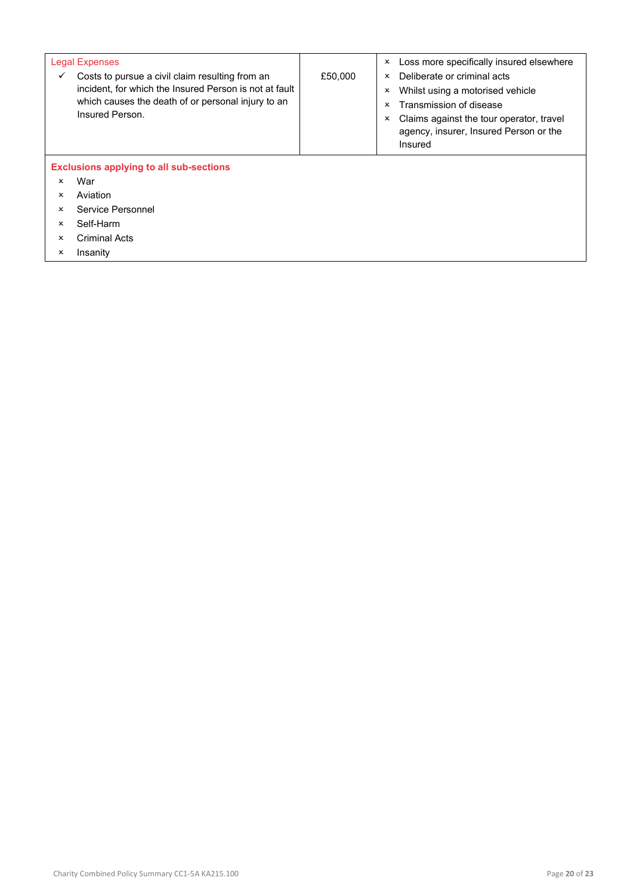| | | |
|---|---|---|
| Legal Expenses<br>✓ Costs to pursue a civil claim resulting from an incident, for which the Insured Person is not at fault which causes the death of or personal injury to an Insured Person. | £50,000 | × Loss more specifically insured elsewhere<br>× Deliberate or criminal acts<br>× Whilst using a motorised vehicle<br>× Transmission of disease<br>× Claims against the tour operator, travel agency, insurer, Insured Person or the Insured |

**Exclusions applying to all sub-sections**

- × War
- × Aviation
- × Service Personnel
- × Self-Harm
- × Criminal Acts
- × Insanity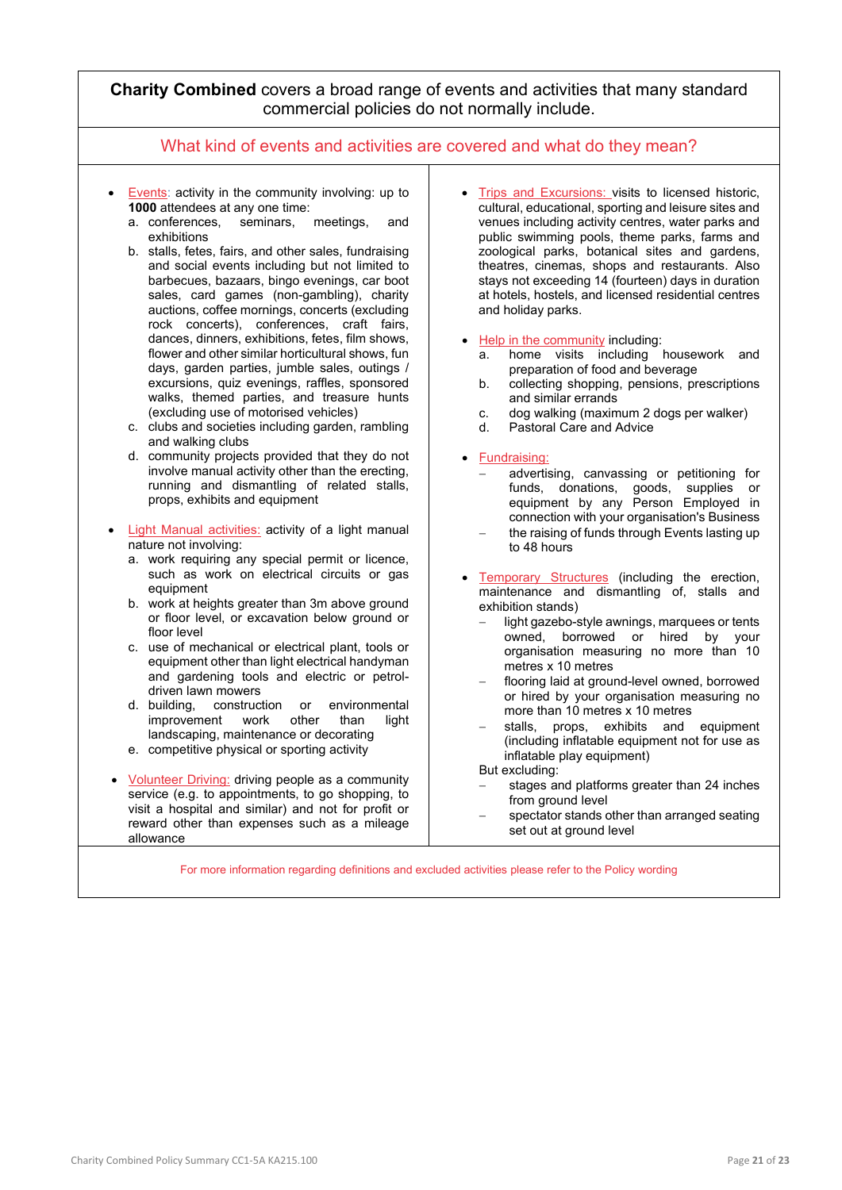**Charity Combined** covers a broad range of events and activities that many standard commercial policies do not normally include.

## What kind of events and activities are covered and what do they mean?

- Events: activity in the community involving: up to **1000** attendees at any one time:
  a. conferences, seminars, meetings, and exhibitions
  b. stalls, fetes, fairs, and other sales, fundraising and social events including but not limited to barbecues, bazaars, bingo evenings, car boot sales, card games (non-gambling), charity auctions, coffee mornings, concerts (excluding rock concerts), conferences, craft fairs, dances, dinners, exhibitions, fetes, film shows, flower and other similar horticultural shows, fun days, garden parties, jumble sales, outings / excursions, quiz evenings, raffles, sponsored walks, themed parties, and treasure hunts (excluding use of motorised vehicles)
  c. clubs and societies including garden, rambling and walking clubs
  d. community projects provided that they do not involve manual activity other than the erecting, running and dismantling of related stalls, props, exhibits and equipment

- Light Manual activities: activity of a light manual nature not involving:
  a. work requiring any special permit or licence, such as work on electrical circuits or gas equipment
  b. work at heights greater than 3m above ground or floor level, or excavation below ground or floor level
  c. use of mechanical or electrical plant, tools or equipment other than light electrical handyman and gardening tools and electric or petrol-driven lawn mowers
  d. building, construction or environmental improvement work other than light landscaping, maintenance or decorating
  e. competitive physical or sporting activity

- Volunteer Driving: driving people as a community service (e.g. to appointments, to go shopping, to visit a hospital and similar) and not for profit or reward other than expenses such as a mileage allowance

- Trips and Excursions: visits to licensed historic, cultural, educational, sporting and leisure sites and venues including activity centres, water parks and public swimming pools, theme parks, farms and zoological parks, botanical sites and gardens, theatres, cinemas, shops and restaurants. Also stays not exceeding 14 (fourteen) days in duration at hotels, hostels, and licensed residential centres and holiday parks.

- Help in the community including:
  a. home visits including housework and preparation of food and beverage
  b. collecting shopping, pensions, prescriptions and similar errands
  c. dog walking (maximum 2 dogs per walker)
  d. Pastoral Care and Advice

- Fundraising:
  - advertising, canvassing or petitioning for funds, donations, goods, supplies or equipment by any Person Employed in connection with your organisation's Business
  - the raising of funds through Events lasting up to 48 hours

- Temporary Structures (including the erection, maintenance and dismantling of, stalls and exhibition stands)
  - light gazebo-style awnings, marquees or tents owned, borrowed or hired by your organisation measuring no more than 10 metres x 10 metres
  - flooring laid at ground-level owned, borrowed or hired by your organisation measuring no more than 10 metres x 10 metres
  - stalls, props, exhibits and equipment (including inflatable equipment not for use as inflatable play equipment)

  But excluding:
  - stages and platforms greater than 24 inches from ground level
  - spectator stands other than arranged seating set out at ground level

For more information regarding definitions and excluded activities please refer to the Policy wording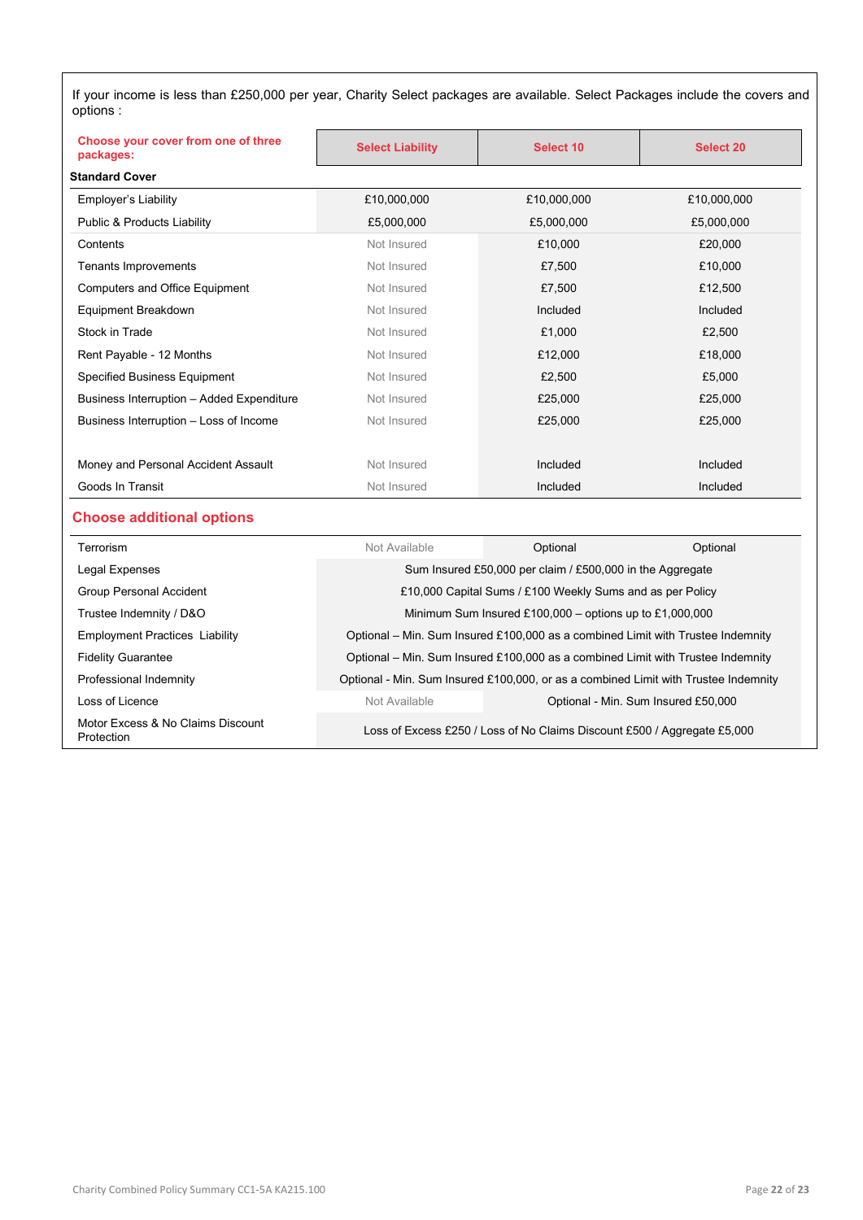If your income is less than £250,000 per year, Charity Select packages are available. Select Packages include the covers and options :

| **Choose your cover from one of three packages:** | **Select Liability** | **Select 10** | **Select 20** |
|---|---|---|---|
| **Standard Cover** | | | |
| Employer's Liability | £10,000,000 | £10,000,000 | £10,000,000 |
| Public & Products Liability | £5,000,000 | £5,000,000 | £5,000,000 |
| Contents | Not Insured | £10,000 | £20,000 |
| Tenants Improvements | Not Insured | £7,500 | £10,000 |
| Computers and Office Equipment | Not Insured | £7,500 | £12,500 |
| Equipment Breakdown | Not Insured | Included | Included |
| Stock in Trade | Not Insured | £1,000 | £2,500 |
| Rent Payable - 12 Months | Not Insured | £12,000 | £18,000 |
| Specified Business Equipment | Not Insured | £2,500 | £5,000 |
| Business Interruption – Added Expenditure | Not Insured | £25,000 | £25,000 |
| Business Interruption – Loss of Income | Not Insured | £25,000 | £25,000 |
| Money and Personal Accident Assault | Not Insured | Included | Included |
| Goods In Transit | Not Insured | Included | Included |

## Choose additional options

| | | | |
|---|---|---|---|
| Terrorism | Not Available | Optional | Optional |
| Legal Expenses | Sum Insured £50,000 per claim / £500,000 in the Aggregate | | |
| Group Personal Accident | £10,000 Capital Sums / £100 Weekly Sums and as per Policy | | |
| Trustee Indemnity / D&O | Minimum Sum Insured £100,000 – options up to £1,000,000 | | |
| Employment Practices Liability | Optional – Min. Sum Insured £100,000 as a combined Limit with Trustee Indemnity | | |
| Fidelity Guarantee | Optional – Min. Sum Insured £100,000 as a combined Limit with Trustee Indemnity | | |
| Professional Indemnity | Optional - Min. Sum Insured £100,000, or as a combined Limit with Trustee Indemnity | | |
| Loss of Licence | Not Available | Optional - Min. Sum Insured £50,000 | |
| Motor Excess & No Claims Discount Protection | Loss of Excess £250 / Loss of No Claims Discount £500 / Aggregate £5,000 | | |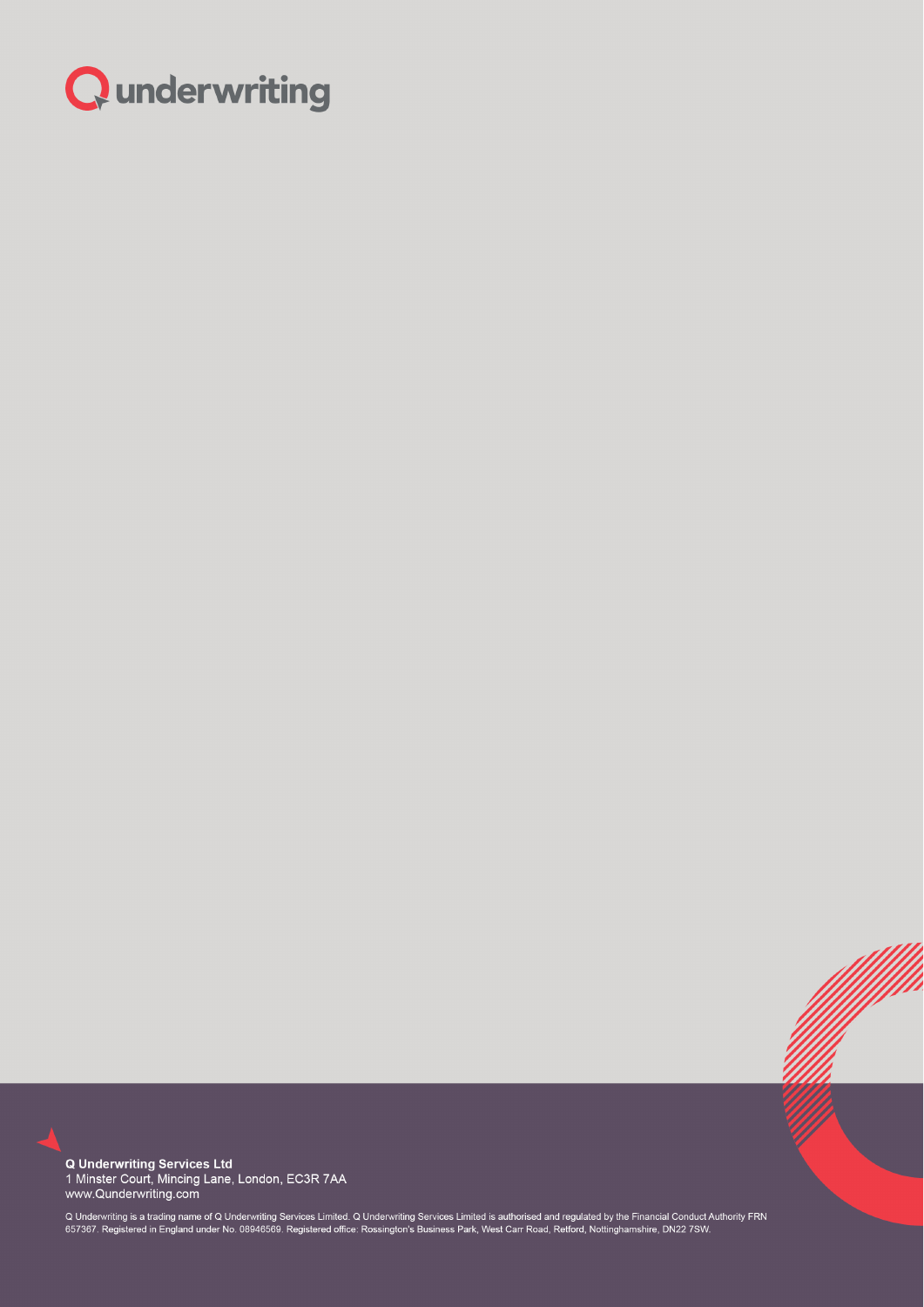Q underwriting

**Q Underwriting Services Ltd**
1 Minster Court, Mincing Lane, London, EC3R 7AA
www.Qunderwriting.com

Q Underwriting is a trading name of Q Underwriting Services Limited. Q Underwriting Services Limited is authorised and regulated by the Financial Conduct Authority FRN 657367. Registered in England under No. 08946569. Registered office: Rossington's Business Park, West Carr Road, Retford, Nottinghamshire, DN22 7SW.